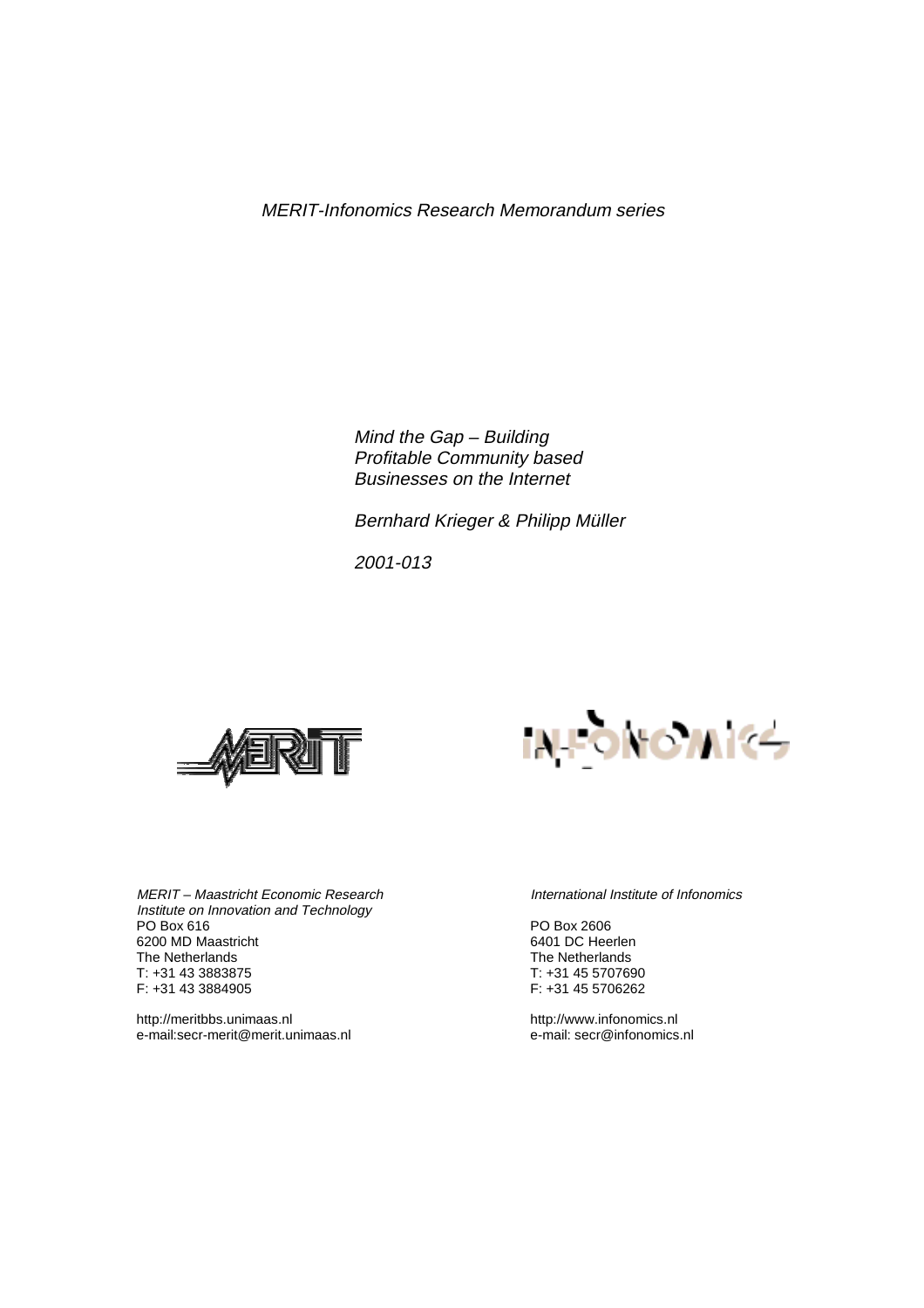*MERIT-Infonomics Research Memorandum series*

*Mind the Gap – Building Profitable Community based Businesses on the Internet*

*Bernhard Krieger & Philipp Müller*

*2001-013*

*MERIT – Maastricht Economic Research Institute on Innovation and Technology*
PO Box 616
6200 MD Maastricht
The Netherlands
T: +31 43 3883875
F: +31 43 3884905

http://meritbbs.unimaas.nl
e-mail:secr-merit@merit.unimaas.nl

*International Institute of Infonomics*

PO Box 2606
6401 DC Heerlen
The Netherlands
T: +31 45 5707690
F: +31 45 5706262

http://www.infonomics.nl
e-mail: secr@infonomics.nl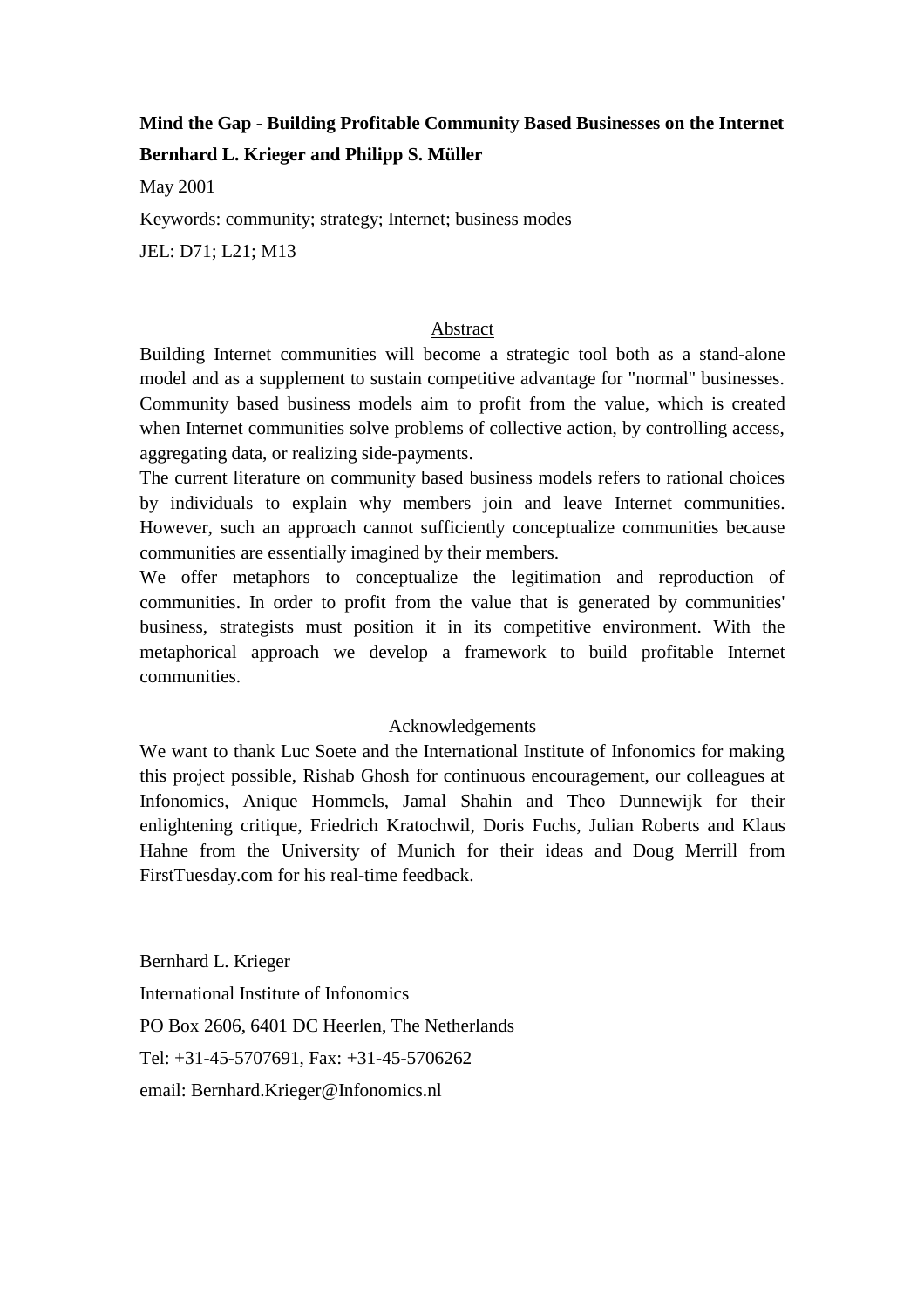**Mind the Gap - Building Profitable Community Based Businesses on the Internet**

**Bernhard L. Krieger and Philipp S. Müller**

May 2001

Keywords: community; strategy; Internet; business modes

JEL: D71; L21; M13

## Abstract

Building Internet communities will become a strategic tool both as a stand-alone model and as a supplement to sustain competitive advantage for "normal" businesses. Community based business models aim to profit from the value, which is created when Internet communities solve problems of collective action, by controlling access, aggregating data, or realizing side-payments.

The current literature on community based business models refers to rational choices by individuals to explain why members join and leave Internet communities. However, such an approach cannot sufficiently conceptualize communities because communities are essentially imagined by their members.

We offer metaphors to conceptualize the legitimation and reproduction of communities. In order to profit from the value that is generated by communities' business, strategists must position it in its competitive environment. With the metaphorical approach we develop a framework to build profitable Internet communities.

## Acknowledgements

We want to thank Luc Soete and the International Institute of Infonomics for making this project possible, Rishab Ghosh for continuous encouragement, our colleagues at Infonomics, Anique Hommels, Jamal Shahin and Theo Dunnewijk for their enlightening critique, Friedrich Kratochwil, Doris Fuchs, Julian Roberts and Klaus Hahne from the University of Munich for their ideas and Doug Merrill from FirstTuesday.com for his real-time feedback.

Bernhard L. Krieger

International Institute of Infonomics

PO Box 2606, 6401 DC Heerlen, The Netherlands

Tel: +31-45-5707691, Fax: +31-45-5706262

email: Bernhard.Krieger@Infonomics.nl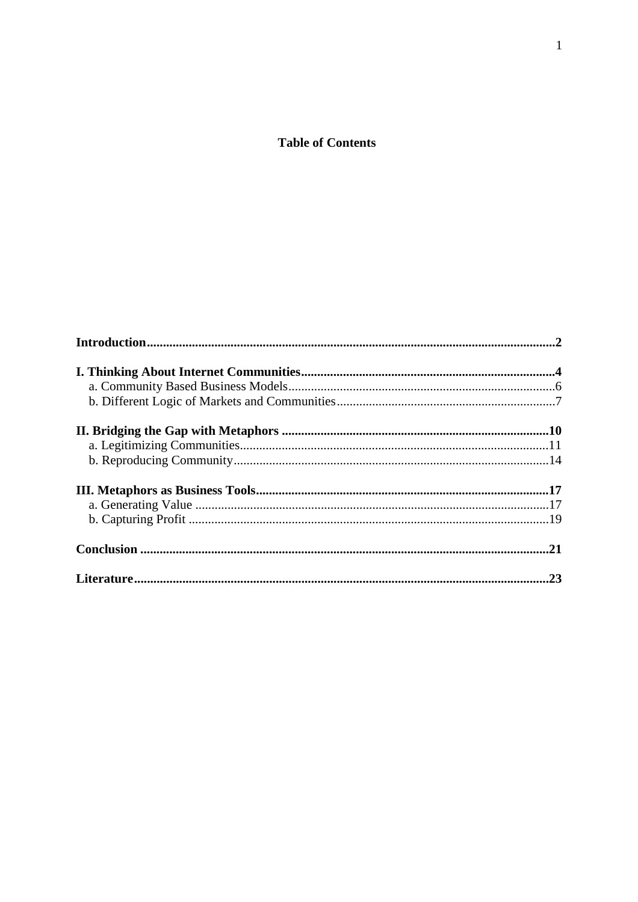## Table of Contents

**Introduction**..............................................................................................................................**2**

**I. Thinking About Internet Communities**..............................................................................**4**
- a. Community Based Business Models.................................................................................6
- b. Different Logic of Markets and Communities...................................................................7

**II. Bridging the Gap with Metaphors** ..................................................................................**10**
- a. Legitimizing Communities...............................................................................................11
- b. Reproducing Community.................................................................................................14

**III. Metaphors as Business Tools**..........................................................................................**17**
- a. Generating Value .............................................................................................................17
- b. Capturing Profit ...............................................................................................................19

**Conclusion** ..............................................................................................................................**21**

**Literature**................................................................................................................................**23**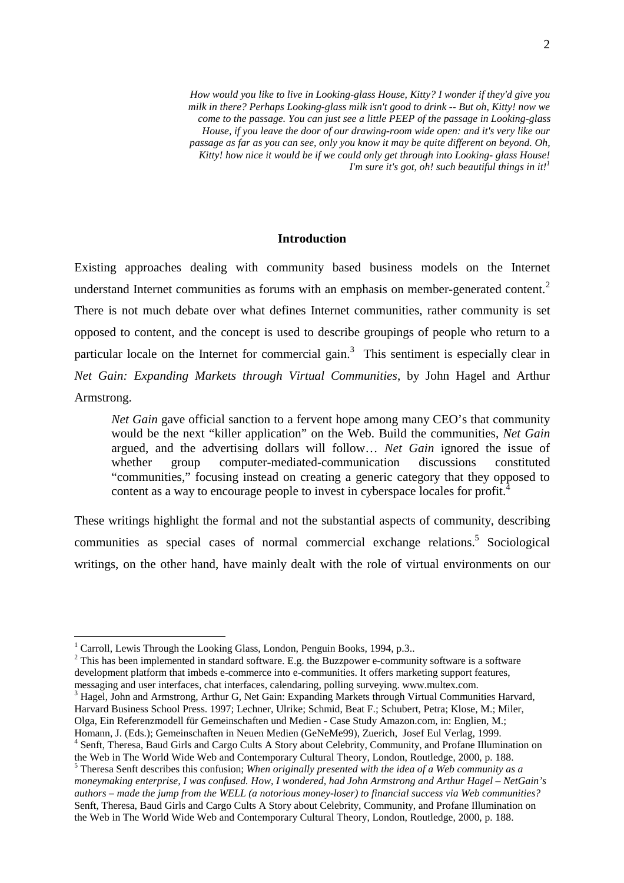*How would you like to live in Looking-glass House, Kitty? I wonder if they'd give you milk in there? Perhaps Looking-glass milk isn't good to drink -- But oh, Kitty! now we come to the passage. You can just see a little PEEP of the passage in Looking-glass House, if you leave the door of our drawing-room wide open: and it's very like our passage as far as you can see, only you know it may be quite different on beyond. Oh, Kitty! how nice it would be if we could only get through into Looking- glass House! I'm sure it's got, oh! such beautiful things in it!*[1]

## Introduction

Existing approaches dealing with community based business models on the Internet understand Internet communities as forums with an emphasis on member-generated content.[2] There is not much debate over what defines Internet communities, rather community is set opposed to content, and the concept is used to describe groupings of people who return to a particular locale on the Internet for commercial gain.[3] This sentiment is especially clear in *Net Gain: Expanding Markets through Virtual Communities*, by John Hagel and Arthur Armstrong.

> *Net Gain* gave official sanction to a fervent hope among many CEO's that community would be the next "killer application" on the Web. Build the communities, *Net Gain* argued, and the advertising dollars will follow… *Net Gain* ignored the issue of whether group computer-mediated-communication discussions constituted "communities," focusing instead on creating a generic category that they opposed to content as a way to encourage people to invest in cyberspace locales for profit.[4]

These writings highlight the formal and not the substantial aspects of community, describing communities as special cases of normal commercial exchange relations.[5] Sociological writings, on the other hand, have mainly dealt with the role of virtual environments on our

---

[1] Carroll, Lewis Through the Looking Glass, London, Penguin Books, 1994, p.3..

[2] This has been implemented in standard software. E.g. the Buzzpower e-community software is a software development platform that imbeds e-commerce into e-communities. It offers marketing support features, messaging and user interfaces, chat interfaces, calendaring, polling surveying. www.multex.com.

[3] Hagel, John and Armstrong, Arthur G, Net Gain: Expanding Markets through Virtual Communities Harvard, Harvard Business School Press. 1997; Lechner, Ulrike; Schmid, Beat F.; Schubert, Petra; Klose, M.; Miler, Olga, Ein Referenzmodell für Gemeinschaften und Medien - Case Study Amazon.com, in: Englien, M.; Homann, J. (Eds.); Gemeinschaften in Neuen Medien (GeNeMe99), Zuerich, Josef Eul Verlag, 1999.

[4] Senft, Theresa, Baud Girls and Cargo Cults A Story about Celebrity, Community, and Profane Illumination on the Web in The World Wide Web and Contemporary Cultural Theory, London, Routledge, 2000, p. 188.

[5] Theresa Senft describes this confusion; *When originally presented with the idea of a Web community as a moneymaking enterprise, I was confused. How, I wondered, had John Armstrong and Arthur Hagel – NetGain's authors – made the jump from the WELL (a notorious money-loser) to financial success via Web communities?* Senft, Theresa, Baud Girls and Cargo Cults A Story about Celebrity, Community, and Profane Illumination on the Web in The World Wide Web and Contemporary Cultural Theory, London, Routledge, 2000, p. 188.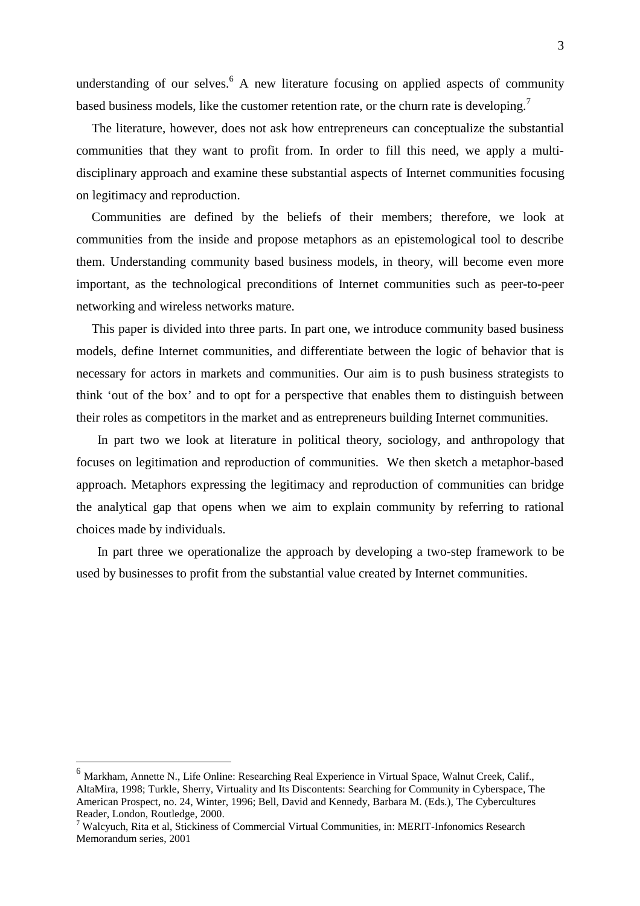understanding of our selves.[6] A new literature focusing on applied aspects of community based business models, like the customer retention rate, or the churn rate is developing.[7]

The literature, however, does not ask how entrepreneurs can conceptualize the substantial communities that they want to profit from. In order to fill this need, we apply a multi-disciplinary approach and examine these substantial aspects of Internet communities focusing on legitimacy and reproduction.

Communities are defined by the beliefs of their members; therefore, we look at communities from the inside and propose metaphors as an epistemological tool to describe them. Understanding community based business models, in theory, will become even more important, as the technological preconditions of Internet communities such as peer-to-peer networking and wireless networks mature.

This paper is divided into three parts. In part one, we introduce community based business models, define Internet communities, and differentiate between the logic of behavior that is necessary for actors in markets and communities. Our aim is to push business strategists to think 'out of the box' and to opt for a perspective that enables them to distinguish between their roles as competitors in the market and as entrepreneurs building Internet communities.

In part two we look at literature in political theory, sociology, and anthropology that focuses on legitimation and reproduction of communities. We then sketch a metaphor-based approach. Metaphors expressing the legitimacy and reproduction of communities can bridge the analytical gap that opens when we aim to explain community by referring to rational choices made by individuals.

In part three we operationalize the approach by developing a two-step framework to be used by businesses to profit from the substantial value created by Internet communities.

---

[6] Markham, Annette N., Life Online: Researching Real Experience in Virtual Space, Walnut Creek, Calif., AltaMira, 1998; Turkle, Sherry, Virtuality and Its Discontents: Searching for Community in Cyberspace, The American Prospect, no. 24, Winter, 1996; Bell, David and Kennedy, Barbara M. (Eds.), The Cybercultures Reader, London, Routledge, 2000.

[7] Walcyuch, Rita et al, Stickiness of Commercial Virtual Communities, in: MERIT-Infonomics Research Memorandum series, 2001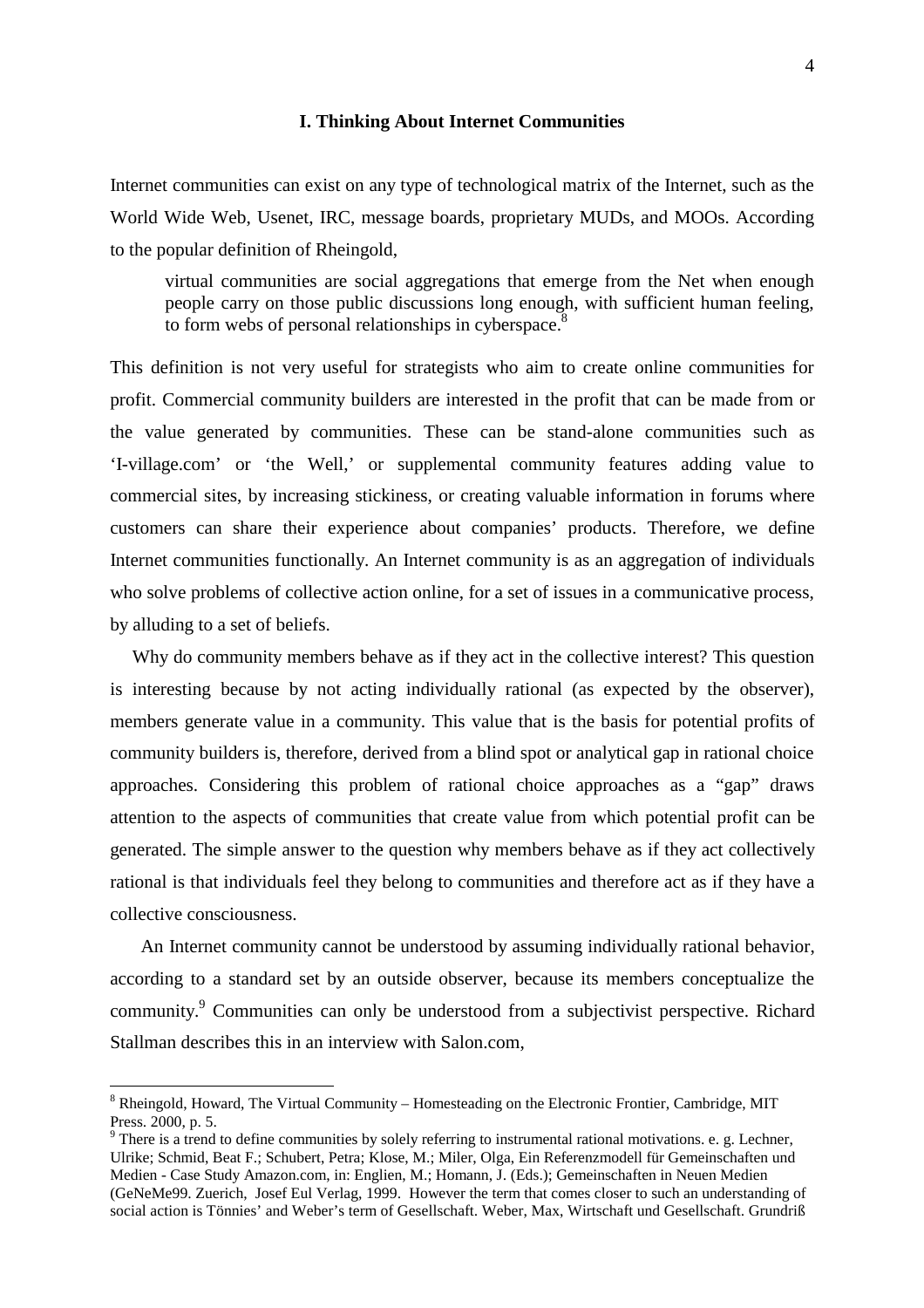## I. Thinking About Internet Communities

Internet communities can exist on any type of technological matrix of the Internet, such as the World Wide Web, Usenet, IRC, message boards, proprietary MUDs, and MOOs. According to the popular definition of Rheingold,

> virtual communities are social aggregations that emerge from the Net when enough people carry on those public discussions long enough, with sufficient human feeling, to form webs of personal relationships in cyberspace.[8]

This definition is not very useful for strategists who aim to create online communities for profit. Commercial community builders are interested in the profit that can be made from or the value generated by communities. These can be stand-alone communities such as 'I-village.com' or 'the Well,' or supplemental community features adding value to commercial sites, by increasing stickiness, or creating valuable information in forums where customers can share their experience about companies' products. Therefore, we define Internet communities functionally. An Internet community is as an aggregation of individuals who solve problems of collective action online, for a set of issues in a communicative process, by alluding to a set of beliefs.

Why do community members behave as if they act in the collective interest? This question is interesting because by not acting individually rational (as expected by the observer), members generate value in a community. This value that is the basis for potential profits of community builders is, therefore, derived from a blind spot or analytical gap in rational choice approaches. Considering this problem of rational choice approaches as a "gap" draws attention to the aspects of communities that create value from which potential profit can be generated. The simple answer to the question why members behave as if they act collectively rational is that individuals feel they belong to communities and therefore act as if they have a collective consciousness.

An Internet community cannot be understood by assuming individually rational behavior, according to a standard set by an outside observer, because its members conceptualize the community.[9] Communities can only be understood from a subjectivist perspective. Richard Stallman describes this in an interview with Salon.com,

---

[8] Rheingold, Howard, The Virtual Community – Homesteading on the Electronic Frontier, Cambridge, MIT Press. 2000, p. 5.

[9] There is a trend to define communities by solely referring to instrumental rational motivations. e. g. Lechner, Ulrike; Schmid, Beat F.; Schubert, Petra; Klose, M.; Miler, Olga, Ein Referenzmodell für Gemeinschaften und Medien - Case Study Amazon.com, in: Englien, M.; Homann, J. (Eds.); Gemeinschaften in Neuen Medien (GeNeMe99. Zuerich, Josef Eul Verlag, 1999. However the term that comes closer to such an understanding of social action is Tönnies' and Weber's term of Gesellschaft. Weber, Max, Wirtschaft und Gesellschaft. Grundriß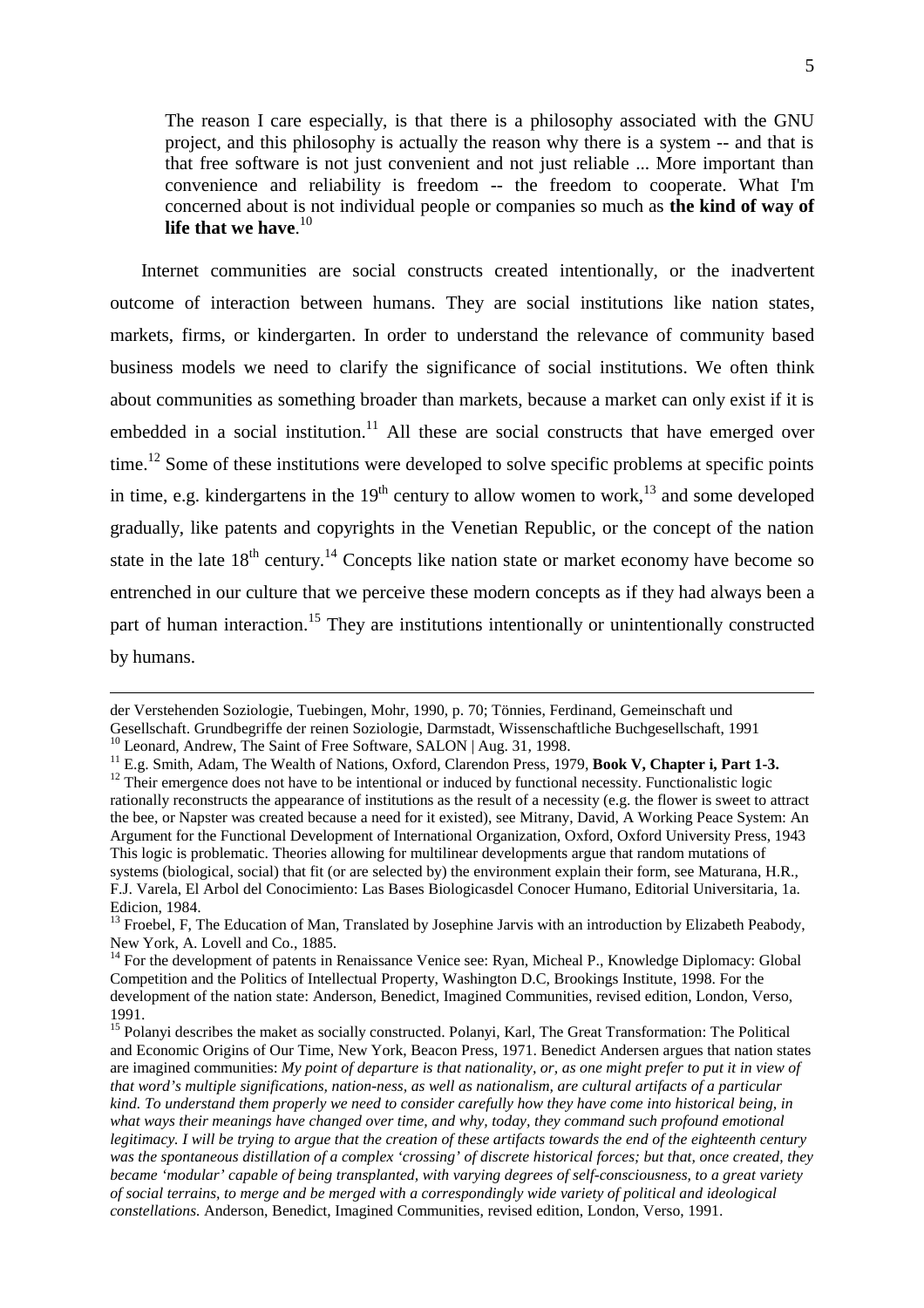> The reason I care especially, is that there is a philosophy associated with the GNU project, and this philosophy is actually the reason why there is a system -- and that is that free software is not just convenient and not just reliable ... More important than convenience and reliability is freedom -- the freedom to cooperate. What I'm concerned about is not individual people or companies so much as **the kind of way of life that we have**.[10]

Internet communities are social constructs created intentionally, or the inadvertent outcome of interaction between humans. They are social institutions like nation states, markets, firms, or kindergarten. In order to understand the relevance of community based business models we need to clarify the significance of social institutions. We often think about communities as something broader than markets, because a market can only exist if it is embedded in a social institution.[11] All these are social constructs that have emerged over time.[12] Some of these institutions were developed to solve specific problems at specific points in time, e.g. kindergartens in the 19th century to allow women to work,[13] and some developed gradually, like patents and copyrights in the Venetian Republic, or the concept of the nation state in the late 18th century.[14] Concepts like nation state or market economy have become so entrenched in our culture that we perceive these modern concepts as if they had always been a part of human interaction.[15] They are institutions intentionally or unintentionally constructed by humans.

---

der Verstehenden Soziologie, Tuebingen, Mohr, 1990, p. 70; Tönnies, Ferdinand, Gemeinschaft und Gesellschaft. Grundbegriffe der reinen Soziologie, Darmstadt, Wissenschaftliche Buchgesellschaft, 1991

[10] Leonard, Andrew, The Saint of Free Software, SALON | Aug. 31, 1998.

[11] E.g. Smith, Adam, The Wealth of Nations, Oxford, Clarendon Press, 1979, **Book V, Chapter i, Part 1-3.**

[12] Their emergence does not have to be intentional or induced by functional necessity. Functionalistic logic rationally reconstructs the appearance of institutions as the result of a necessity (e.g. the flower is sweet to attract the bee, or Napster was created because a need for it existed), see Mitrany, David, A Working Peace System: An Argument for the Functional Development of International Organization, Oxford, Oxford University Press, 1943 This logic is problematic. Theories allowing for multilinear developments argue that random mutations of systems (biological, social) that fit (or are selected by) the environment explain their form, see Maturana, H.R., F.J. Varela, El Arbol del Conocimiento: Las Bases Biologicasdel Conocer Humano, Editorial Universitaria, 1a. Edicion, 1984.

[13] Froebel, F, The Education of Man, Translated by Josephine Jarvis with an introduction by Elizabeth Peabody, New York, A. Lovell and Co., 1885.

[14] For the development of patents in Renaissance Venice see: Ryan, Micheal P., Knowledge Diplomacy: Global Competition and the Politics of Intellectual Property, Washington D.C, Brookings Institute, 1998. For the development of the nation state: Anderson, Benedict, Imagined Communities, revised edition, London, Verso, 1991.

[15] Polanyi describes the maket as socially constructed. Polanyi, Karl, The Great Transformation: The Political and Economic Origins of Our Time, New York, Beacon Press, 1971. Benedict Andersen argues that nation states are imagined communities: *My point of departure is that nationality, or, as one might prefer to put it in view of that word's multiple significations, nation-ness, as well as nationalism, are cultural artifacts of a particular kind. To understand them properly we need to consider carefully how they have come into historical being, in what ways their meanings have changed over time, and why, today, they command such profound emotional legitimacy. I will be trying to argue that the creation of these artifacts towards the end of the eighteenth century was the spontaneous distillation of a complex 'crossing' of discrete historical forces; but that, once created, they became 'modular' capable of being transplanted, with varying degrees of self-consciousness, to a great variety of social terrains, to merge and be merged with a correspondingly wide variety of political and ideological constellations.* Anderson, Benedict, Imagined Communities, revised edition, London, Verso, 1991.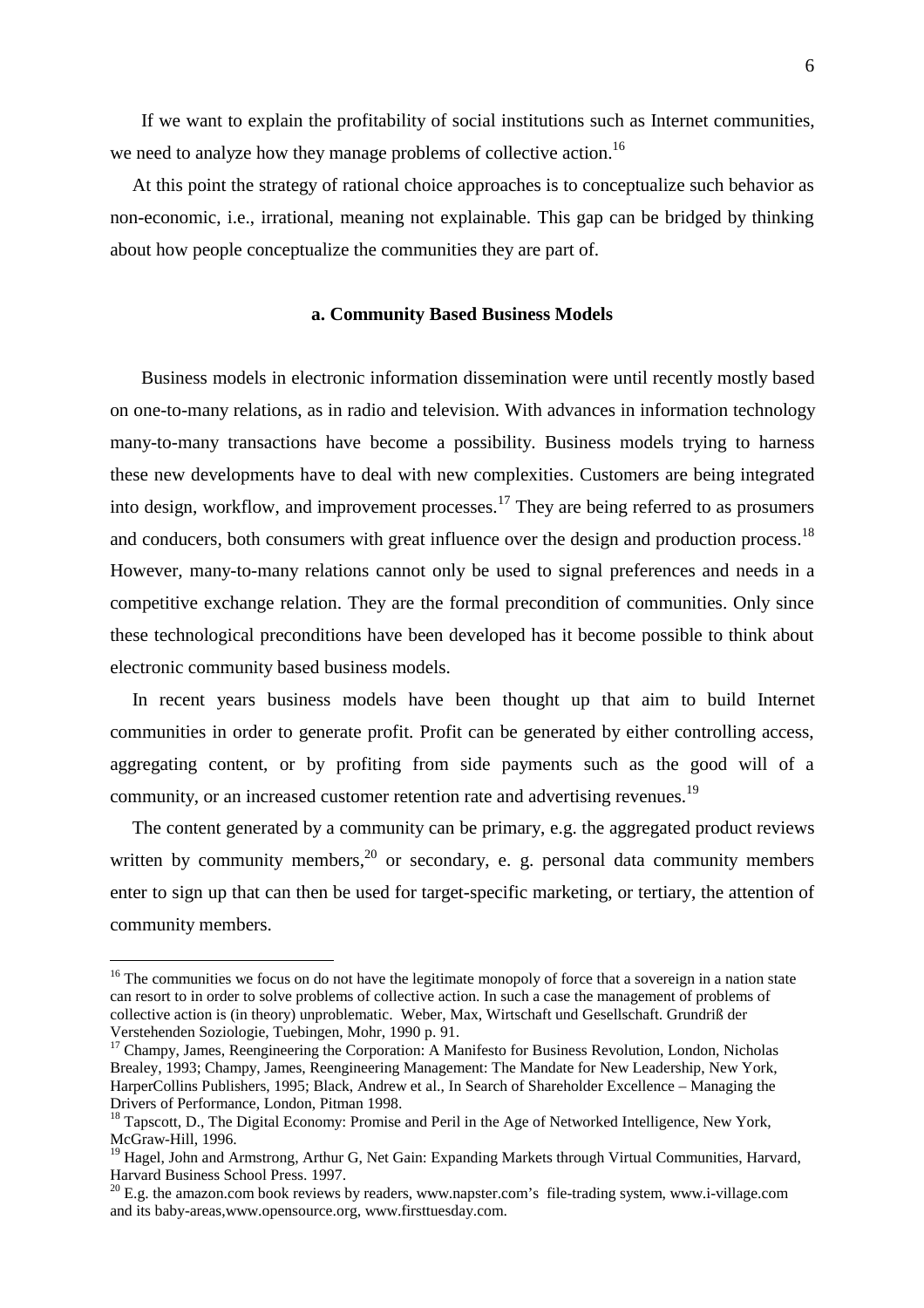If we want to explain the profitability of social institutions such as Internet communities, we need to analyze how they manage problems of collective action.[16]

At this point the strategy of rational choice approaches is to conceptualize such behavior as non-economic, i.e., irrational, meaning not explainable. This gap can be bridged by thinking about how people conceptualize the communities they are part of.

### a. Community Based Business Models

Business models in electronic information dissemination were until recently mostly based on one-to-many relations, as in radio and television. With advances in information technology many-to-many transactions have become a possibility. Business models trying to harness these new developments have to deal with new complexities. Customers are being integrated into design, workflow, and improvement processes.[17] They are being referred to as prosumers and conducers, both consumers with great influence over the design and production process.[18] However, many-to-many relations cannot only be used to signal preferences and needs in a competitive exchange relation. They are the formal precondition of communities. Only since these technological preconditions have been developed has it become possible to think about electronic community based business models.

In recent years business models have been thought up that aim to build Internet communities in order to generate profit. Profit can be generated by either controlling access, aggregating content, or by profiting from side payments such as the good will of a community, or an increased customer retention rate and advertising revenues.[19]

The content generated by a community can be primary, e.g. the aggregated product reviews written by community members,[20] or secondary, e. g. personal data community members enter to sign up that can then be used for target-specific marketing, or tertiary, the attention of community members.

---

[16] The communities we focus on do not have the legitimate monopoly of force that a sovereign in a nation state can resort to in order to solve problems of collective action. In such a case the management of problems of collective action is (in theory) unproblematic. Weber, Max, Wirtschaft und Gesellschaft. Grundriß der Verstehenden Soziologie, Tuebingen, Mohr, 1990 p. 91.

[17] Champy, James, Reengineering the Corporation: A Manifesto for Business Revolution, London, Nicholas Brealey, 1993; Champy, James, Reengineering Management: The Mandate for New Leadership, New York, HarperCollins Publishers, 1995; Black, Andrew et al., In Search of Shareholder Excellence – Managing the Drivers of Performance, London, Pitman 1998.

[18] Tapscott, D., The Digital Economy: Promise and Peril in the Age of Networked Intelligence, New York, McGraw-Hill, 1996.

[19] Hagel, John and Armstrong, Arthur G, Net Gain: Expanding Markets through Virtual Communities, Harvard, Harvard Business School Press. 1997.

[20] E.g. the amazon.com book reviews by readers, www.napster.com's file-trading system, www.i-village.com and its baby-areas,www.opensource.org, www.firsttuesday.com.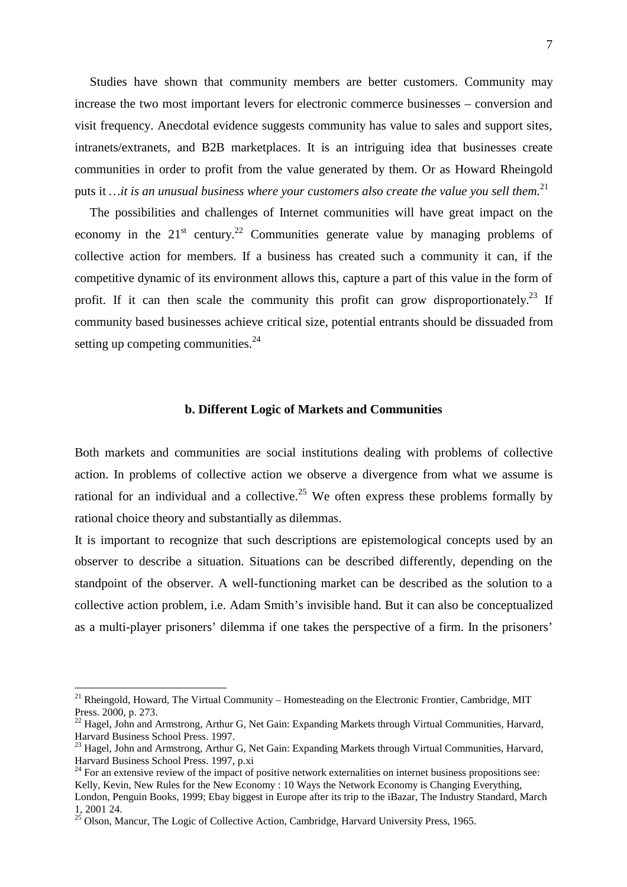Studies have shown that community members are better customers. Community may increase the two most important levers for electronic commerce businesses – conversion and visit frequency. Anecdotal evidence suggests community has value to sales and support sites, intranets/extranets, and B2B marketplaces. It is an intriguing idea that businesses create communities in order to profit from the value generated by them. Or as Howard Rheingold puts it …*it is an unusual business where your customers also create the value you sell them.*[21]

The possibilities and challenges of Internet communities will have great impact on the economy in the 21st century.[22] Communities generate value by managing problems of collective action for members. If a business has created such a community it can, if the competitive dynamic of its environment allows this, capture a part of this value in the form of profit. If it can then scale the community this profit can grow disproportionately.[23] If community based businesses achieve critical size, potential entrants should be dissuaded from setting up competing communities.[24]

### b. Different Logic of Markets and Communities

Both markets and communities are social institutions dealing with problems of collective action. In problems of collective action we observe a divergence from what we assume is rational for an individual and a collective.[25] We often express these problems formally by rational choice theory and substantially as dilemmas.

It is important to recognize that such descriptions are epistemological concepts used by an observer to describe a situation. Situations can be described differently, depending on the standpoint of the observer. A well-functioning market can be described as the solution to a collective action problem, i.e. Adam Smith's invisible hand. But it can also be conceptualized as a multi-player prisoners' dilemma if one takes the perspective of a firm. In the prisoners'

---

[21] Rheingold, Howard, The Virtual Community – Homesteading on the Electronic Frontier, Cambridge, MIT Press. 2000, p. 273.

[22] Hagel, John and Armstrong, Arthur G, Net Gain: Expanding Markets through Virtual Communities, Harvard, Harvard Business School Press. 1997.

[23] Hagel, John and Armstrong, Arthur G, Net Gain: Expanding Markets through Virtual Communities, Harvard, Harvard Business School Press. 1997, p.xi

[24] For an extensive review of the impact of positive network externalities on internet business propositions see: Kelly, Kevin, New Rules for the New Economy : 10 Ways the Network Economy is Changing Everything, London, Penguin Books, 1999; Ebay biggest in Europe after its trip to the iBazar, The Industry Standard, March 1, 2001 24.

[25] Olson, Mancur, The Logic of Collective Action, Cambridge, Harvard University Press, 1965.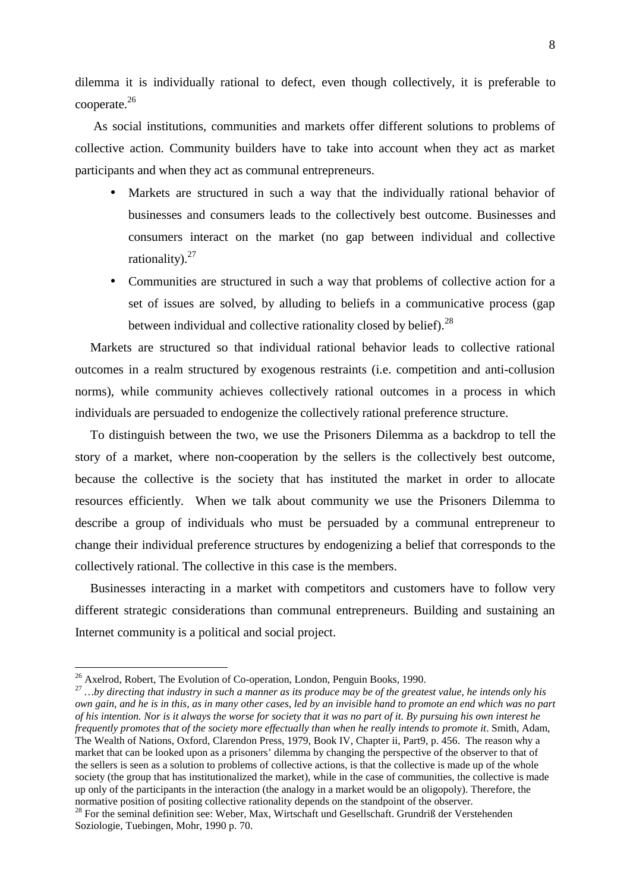dilemma it is individually rational to defect, even though collectively, it is preferable to cooperate.[26]

As social institutions, communities and markets offer different solutions to problems of collective action. Community builders have to take into account when they act as market participants and when they act as communal entrepreneurs.

- Markets are structured in such a way that the individually rational behavior of businesses and consumers leads to the collectively best outcome. Businesses and consumers interact on the market (no gap between individual and collective rationality).[27]
- Communities are structured in such a way that problems of collective action for a set of issues are solved, by alluding to beliefs in a communicative process (gap between individual and collective rationality closed by belief).[28]

Markets are structured so that individual rational behavior leads to collective rational outcomes in a realm structured by exogenous restraints (i.e. competition and anti-collusion norms), while community achieves collectively rational outcomes in a process in which individuals are persuaded to endogenize the collectively rational preference structure.

To distinguish between the two, we use the Prisoners Dilemma as a backdrop to tell the story of a market, where non-cooperation by the sellers is the collectively best outcome, because the collective is the society that has instituted the market in order to allocate resources efficiently. When we talk about community we use the Prisoners Dilemma to describe a group of individuals who must be persuaded by a communal entrepreneur to change their individual preference structures by endogenizing a belief that corresponds to the collectively rational. The collective in this case is the members.

Businesses interacting in a market with competitors and customers have to follow very different strategic considerations than communal entrepreneurs. Building and sustaining an Internet community is a political and social project.

---

[26] Axelrod, Robert, The Evolution of Co-operation, London, Penguin Books, 1990.

[27] *…by directing that industry in such a manner as its produce may be of the greatest value, he intends only his own gain, and he is in this, as in many other cases, led by an invisible hand to promote an end which was no part of his intention. Nor is it always the worse for society that it was no part of it. By pursuing his own interest he frequently promotes that of the society more effectually than when he really intends to promote it*. Smith, Adam, The Wealth of Nations, Oxford, Clarendon Press, 1979, Book IV, Chapter ii, Part9, p. 456. The reason why a market that can be looked upon as a prisoners' dilemma by changing the perspective of the observer to that of the sellers is seen as a solution to problems of collective actions, is that the collective is made up of the whole society (the group that has institutionalized the market), while in the case of communities, the collective is made up only of the participants in the interaction (the analogy in a market would be an oligopoly). Therefore, the normative position of positing collective rationality depends on the standpoint of the observer.

[28] For the seminal definition see: Weber, Max, Wirtschaft und Gesellschaft. Grundriß der Verstehenden Soziologie, Tuebingen, Mohr, 1990 p. 70.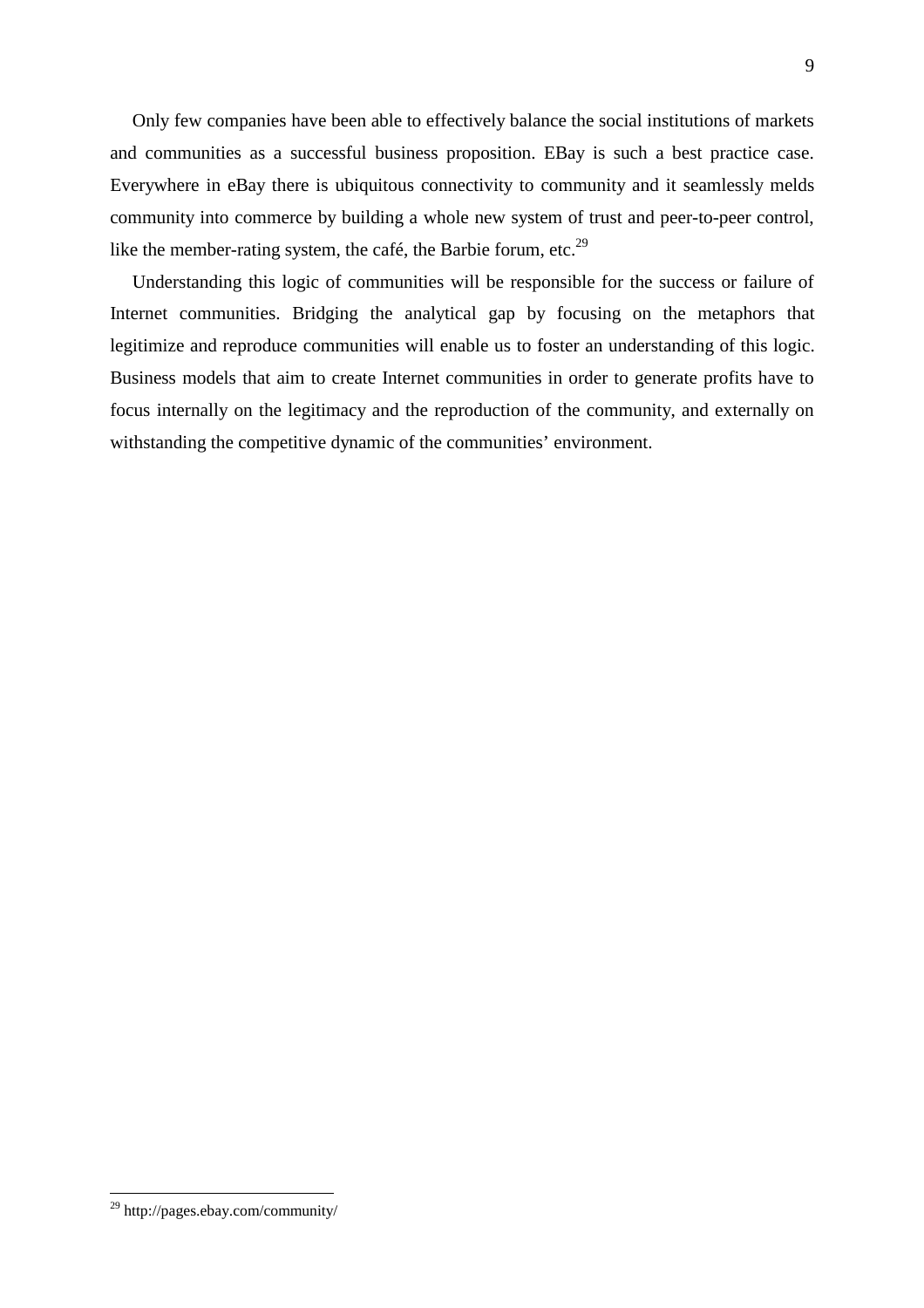Only few companies have been able to effectively balance the social institutions of markets and communities as a successful business proposition. EBay is such a best practice case. Everywhere in eBay there is ubiquitous connectivity to community and it seamlessly melds community into commerce by building a whole new system of trust and peer-to-peer control, like the member-rating system, the café, the Barbie forum, etc.[29]

Understanding this logic of communities will be responsible for the success or failure of Internet communities. Bridging the analytical gap by focusing on the metaphors that legitimize and reproduce communities will enable us to foster an understanding of this logic. Business models that aim to create Internet communities in order to generate profits have to focus internally on the legitimacy and the reproduction of the community, and externally on withstanding the competitive dynamic of the communities' environment.

---

[29] http://pages.ebay.com/community/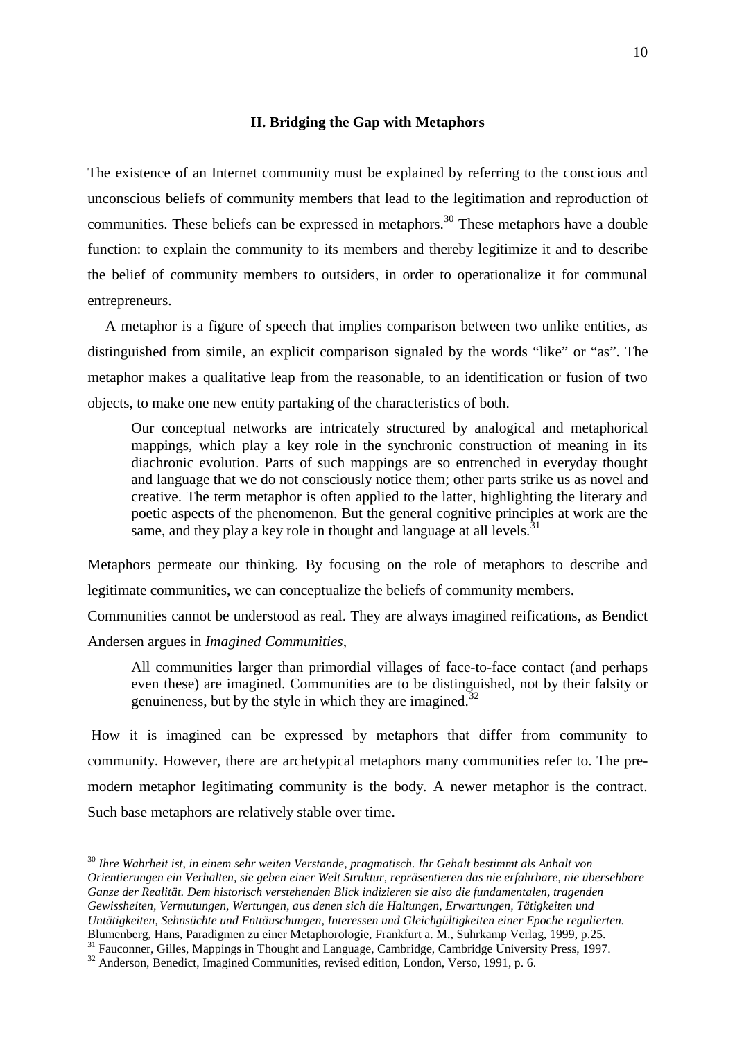## II. Bridging the Gap with Metaphors

The existence of an Internet community must be explained by referring to the conscious and unconscious beliefs of community members that lead to the legitimation and reproduction of communities. These beliefs can be expressed in metaphors.[30] These metaphors have a double function: to explain the community to its members and thereby legitimize it and to describe the belief of community members to outsiders, in order to operationalize it for communal entrepreneurs.

A metaphor is a figure of speech that implies comparison between two unlike entities, as distinguished from simile, an explicit comparison signaled by the words "like" or "as". The metaphor makes a qualitative leap from the reasonable, to an identification or fusion of two objects, to make one new entity partaking of the characteristics of both.

> Our conceptual networks are intricately structured by analogical and metaphorical mappings, which play a key role in the synchronic construction of meaning in its diachronic evolution. Parts of such mappings are so entrenched in everyday thought and language that we do not consciously notice them; other parts strike us as novel and creative. The term metaphor is often applied to the latter, highlighting the literary and poetic aspects of the phenomenon. But the general cognitive principles at work are the same, and they play a key role in thought and language at all levels.[31]

Metaphors permeate our thinking. By focusing on the role of metaphors to describe and legitimate communities, we can conceptualize the beliefs of community members.

Communities cannot be understood as real. They are always imagined reifications, as Bendict Andersen argues in *Imagined Communities*,

> All communities larger than primordial villages of face-to-face contact (and perhaps even these) are imagined. Communities are to be distinguished, not by their falsity or genuineness, but by the style in which they are imagined.[32]

How it is imagined can be expressed by metaphors that differ from community to community. However, there are archetypical metaphors many communities refer to. The pre-modern metaphor legitimating community is the body. A newer metaphor is the contract. Such base metaphors are relatively stable over time.

---

[30] *Ihre Wahrheit ist, in einem sehr weiten Verstande, pragmatisch. Ihr Gehalt bestimmt als Anhalt von Orientierungen ein Verhalten, sie geben einer Welt Struktur, repräsentieren das nie erfahrbare, nie übersehbare Ganze der Realität. Dem historisch verstehenden Blick indizieren sie also die fundamentalen, tragenden Gewissheiten, Vermutungen, Wertungen, aus denen sich die Haltungen, Erwartungen, Tätigkeiten und Untätigkeiten, Sehnsüchte und Enttäuschungen, Interessen und Gleichgültigkeiten einer Epoche regulierten.* Blumenberg, Hans, Paradigmen zu einer Metaphorologie, Frankfurt a. M., Suhrkamp Verlag, 1999, p.25.

[31] Fauconner, Gilles, Mappings in Thought and Language, Cambridge, Cambridge University Press, 1997.

[32] Anderson, Benedict, Imagined Communities, revised edition, London, Verso, 1991, p. 6.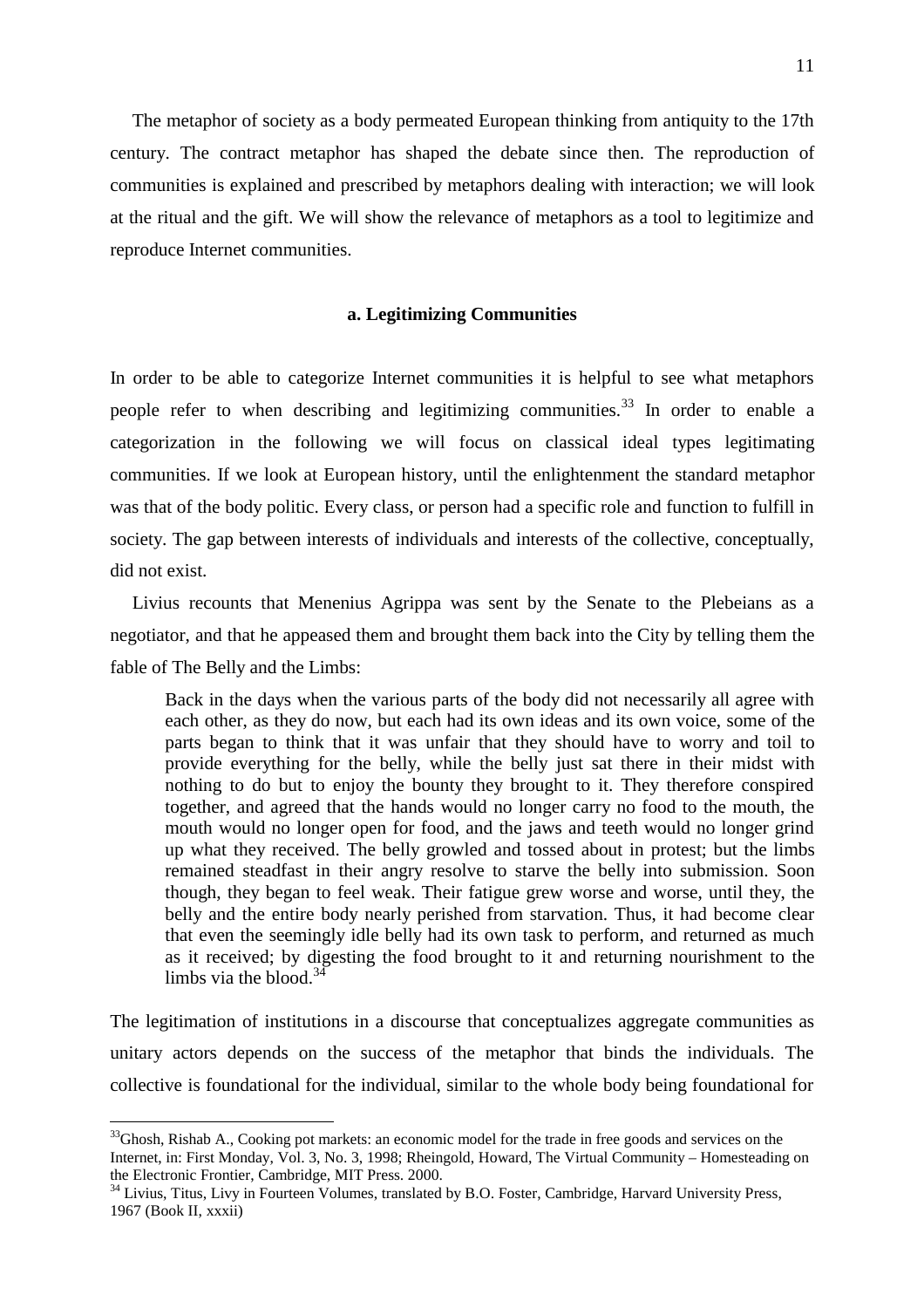The metaphor of society as a body permeated European thinking from antiquity to the 17th century. The contract metaphor has shaped the debate since then. The reproduction of communities is explained and prescribed by metaphors dealing with interaction; we will look at the ritual and the gift. We will show the relevance of metaphors as a tool to legitimize and reproduce Internet communities.

### a. Legitimizing Communities

In order to be able to categorize Internet communities it is helpful to see what metaphors people refer to when describing and legitimizing communities.[33] In order to enable a categorization in the following we will focus on classical ideal types legitimating communities. If we look at European history, until the enlightenment the standard metaphor was that of the body politic. Every class, or person had a specific role and function to fulfill in society. The gap between interests of individuals and interests of the collective, conceptually, did not exist.

Livius recounts that Menenius Agrippa was sent by the Senate to the Plebeians as a negotiator, and that he appeased them and brought them back into the City by telling them the fable of The Belly and the Limbs:

> Back in the days when the various parts of the body did not necessarily all agree with each other, as they do now, but each had its own ideas and its own voice, some of the parts began to think that it was unfair that they should have to worry and toil to provide everything for the belly, while the belly just sat there in their midst with nothing to do but to enjoy the bounty they brought to it. They therefore conspired together, and agreed that the hands would no longer carry no food to the mouth, the mouth would no longer open for food, and the jaws and teeth would no longer grind up what they received. The belly growled and tossed about in protest; but the limbs remained steadfast in their angry resolve to starve the belly into submission. Soon though, they began to feel weak. Their fatigue grew worse and worse, until they, the belly and the entire body nearly perished from starvation. Thus, it had become clear that even the seemingly idle belly had its own task to perform, and returned as much as it received; by digesting the food brought to it and returning nourishment to the limbs via the blood.[34]

The legitimation of institutions in a discourse that conceptualizes aggregate communities as unitary actors depends on the success of the metaphor that binds the individuals. The collective is foundational for the individual, similar to the whole body being foundational for

---

[33] Ghosh, Rishab A., Cooking pot markets: an economic model for the trade in free goods and services on the Internet, in: First Monday, Vol. 3, No. 3, 1998; Rheingold, Howard, The Virtual Community – Homesteading on the Electronic Frontier, Cambridge, MIT Press. 2000.

[34] Livius, Titus, Livy in Fourteen Volumes, translated by B.O. Foster, Cambridge, Harvard University Press, 1967 (Book II, xxxii)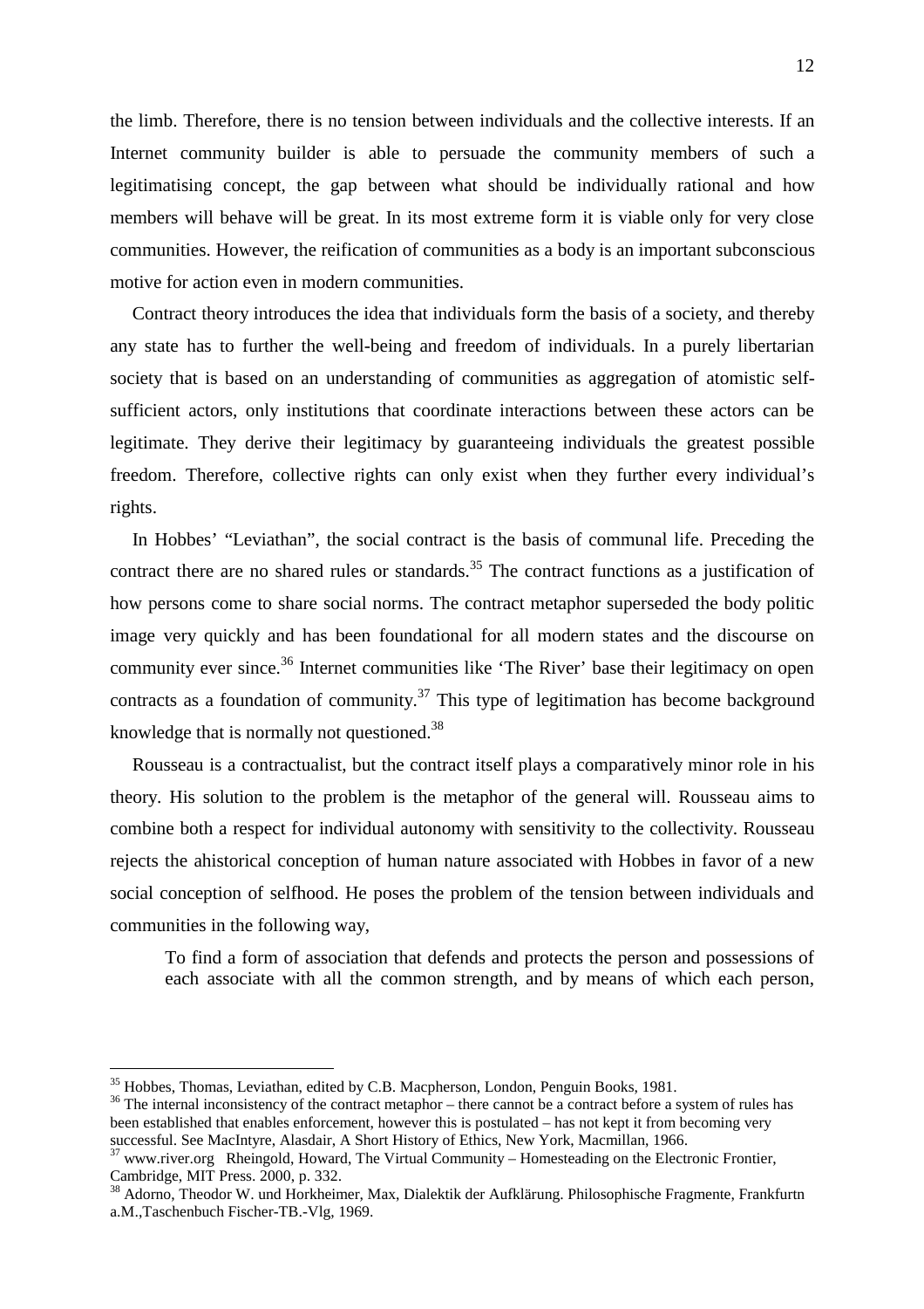the limb. Therefore, there is no tension between individuals and the collective interests. If an Internet community builder is able to persuade the community members of such a legitimatising concept, the gap between what should be individually rational and how members will behave will be great. In its most extreme form it is viable only for very close communities. However, the reification of communities as a body is an important subconscious motive for action even in modern communities.

Contract theory introduces the idea that individuals form the basis of a society, and thereby any state has to further the well-being and freedom of individuals. In a purely libertarian society that is based on an understanding of communities as aggregation of atomistic self-sufficient actors, only institutions that coordinate interactions between these actors can be legitimate. They derive their legitimacy by guaranteeing individuals the greatest possible freedom. Therefore, collective rights can only exist when they further every individual's rights.

In Hobbes' "Leviathan", the social contract is the basis of communal life. Preceding the contract there are no shared rules or standards.[35] The contract functions as a justification of how persons come to share social norms. The contract metaphor superseded the body politic image very quickly and has been foundational for all modern states and the discourse on community ever since.[36] Internet communities like 'The River' base their legitimacy on open contracts as a foundation of community.[37] This type of legitimation has become background knowledge that is normally not questioned.[38]

Rousseau is a contractualist, but the contract itself plays a comparatively minor role in his theory. His solution to the problem is the metaphor of the general will. Rousseau aims to combine both a respect for individual autonomy with sensitivity to the collectivity. Rousseau rejects the ahistorical conception of human nature associated with Hobbes in favor of a new social conception of selfhood. He poses the problem of the tension between individuals and communities in the following way,

> To find a form of association that defends and protects the person and possessions of each associate with all the common strength, and by means of which each person,

---

[35] Hobbes, Thomas, Leviathan, edited by C.B. Macpherson, London, Penguin Books, 1981.

[36] The internal inconsistency of the contract metaphor – there cannot be a contract before a system of rules has been established that enables enforcement, however this is postulated – has not kept it from becoming very successful. See MacIntyre, Alasdair, A Short History of Ethics, New York, Macmillan, 1966.

[37] www.river.org Rheingold, Howard, The Virtual Community – Homesteading on the Electronic Frontier, Cambridge, MIT Press. 2000, p. 332.

[38] Adorno, Theodor W. und Horkheimer, Max, Dialektik der Aufklärung. Philosophische Fragmente, Frankfurtn a.M.,Taschenbuch Fischer-TB.-Vlg, 1969.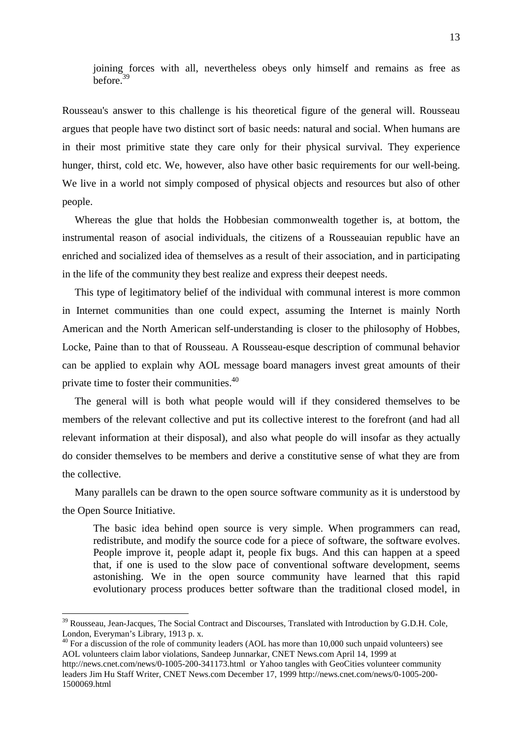> joining forces with all, nevertheless obeys only himself and remains as free as before.[39]

Rousseau's answer to this challenge is his theoretical figure of the general will. Rousseau argues that people have two distinct sort of basic needs: natural and social. When humans are in their most primitive state they care only for their physical survival. They experience hunger, thirst, cold etc. We, however, also have other basic requirements for our well-being. We live in a world not simply composed of physical objects and resources but also of other people.

Whereas the glue that holds the Hobbesian commonwealth together is, at bottom, the instrumental reason of asocial individuals, the citizens of a Rousseauian republic have an enriched and socialized idea of themselves as a result of their association, and in participating in the life of the community they best realize and express their deepest needs.

This type of legitimatory belief of the individual with communal interest is more common in Internet communities than one could expect, assuming the Internet is mainly North American and the North American self-understanding is closer to the philosophy of Hobbes, Locke, Paine than to that of Rousseau. A Rousseau-esque description of communal behavior can be applied to explain why AOL message board managers invest great amounts of their private time to foster their communities.[40]

The general will is both what people would will if they considered themselves to be members of the relevant collective and put its collective interest to the forefront (and had all relevant information at their disposal), and also what people do will insofar as they actually do consider themselves to be members and derive a constitutive sense of what they are from the collective.

Many parallels can be drawn to the open source software community as it is understood by the Open Source Initiative.

> The basic idea behind open source is very simple. When programmers can read, redistribute, and modify the source code for a piece of software, the software evolves. People improve it, people adapt it, people fix bugs. And this can happen at a speed that, if one is used to the slow pace of conventional software development, seems astonishing. We in the open source community have learned that this rapid evolutionary process produces better software than the traditional closed model, in

---

[39] Rousseau, Jean-Jacques, The Social Contract and Discourses, Translated with Introduction by G.D.H. Cole, London, Everyman's Library, 1913 p. x.

[40] For a discussion of the role of community leaders (AOL has more than 10,000 such unpaid volunteers) see AOL volunteers claim labor violations, Sandeep Junnarkar, CNET News.com April 14, 1999 at http://news.cnet.com/news/0-1005-200-341173.html or Yahoo tangles with GeoCities volunteer community leaders Jim Hu Staff Writer, CNET News.com December 17, 1999 http://news.cnet.com/news/0-1005-200-1500069.html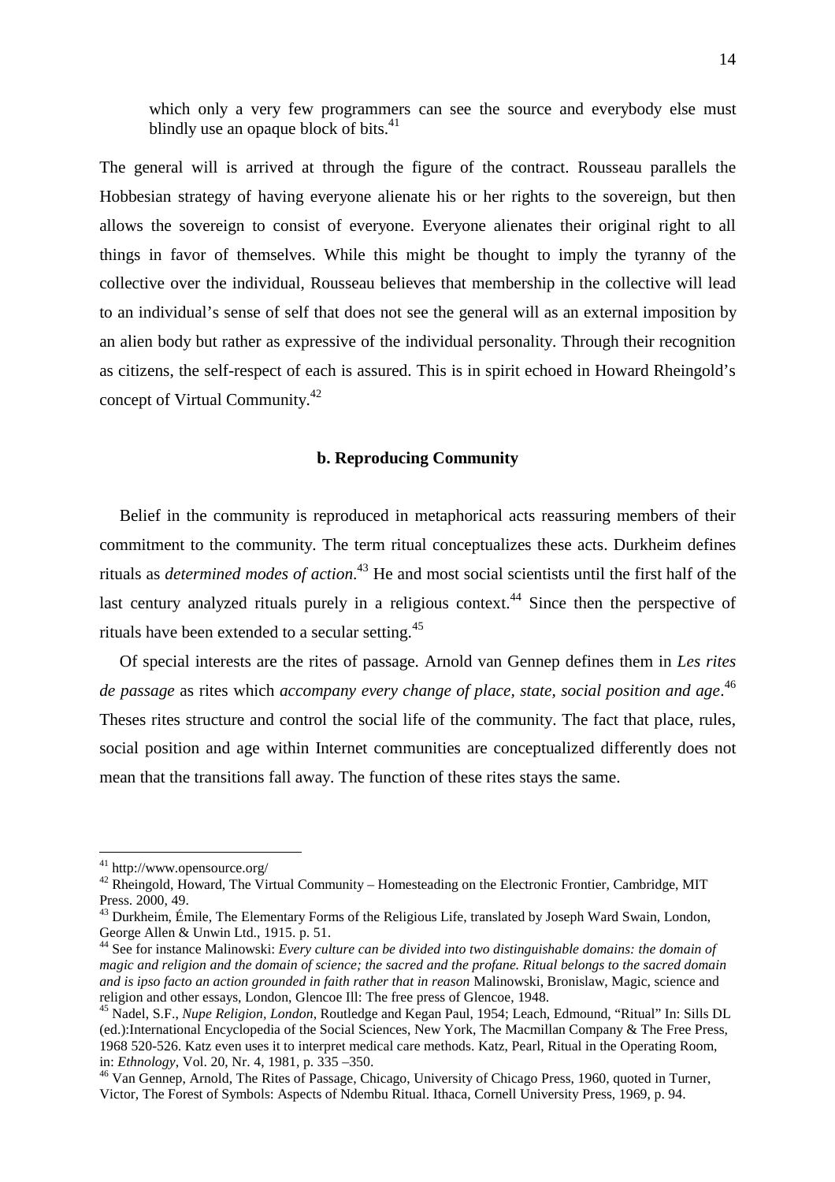which only a very few programmers can see the source and everybody else must blindly use an opaque block of bits.[41]

The general will is arrived at through the figure of the contract. Rousseau parallels the Hobbesian strategy of having everyone alienate his or her rights to the sovereign, but then allows the sovereign to consist of everyone. Everyone alienates their original right to all things in favor of themselves. While this might be thought to imply the tyranny of the collective over the individual, Rousseau believes that membership in the collective will lead to an individual's sense of self that does not see the general will as an external imposition by an alien body but rather as expressive of the individual personality. Through their recognition as citizens, the self-respect of each is assured. This is in spirit echoed in Howard Rheingold's concept of Virtual Community.[42]

### b. Reproducing Community

Belief in the community is reproduced in metaphorical acts reassuring members of their commitment to the community. The term ritual conceptualizes these acts. Durkheim defines rituals as *determined modes of action*.[43] He and most social scientists until the first half of the last century analyzed rituals purely in a religious context.[44] Since then the perspective of rituals have been extended to a secular setting.[45]

Of special interests are the rites of passage. Arnold van Gennep defines them in *Les rites de passage* as rites which *accompany every change of place, state, social position and age*.[46] Theses rites structure and control the social life of the community. The fact that place, rules, social position and age within Internet communities are conceptualized differently does not mean that the transitions fall away. The function of these rites stays the same.

---

[41] http://www.opensource.org/

[42] Rheingold, Howard, The Virtual Community – Homesteading on the Electronic Frontier, Cambridge, MIT Press. 2000, 49.

[43] Durkheim, Émile, The Elementary Forms of the Religious Life, translated by Joseph Ward Swain, London, George Allen & Unwin Ltd., 1915. p. 51.

[44] See for instance Malinowski: *Every culture can be divided into two distinguishable domains: the domain of magic and religion and the domain of science; the sacred and the profane. Ritual belongs to the sacred domain and is ipso facto an action grounded in faith rather that in reason* Malinowski, Bronislaw, Magic, science and religion and other essays, London, Glencoe Ill: The free press of Glencoe, 1948.

[45] Nadel, S.F., *Nupe Religion*, *London*, Routledge and Kegan Paul, 1954; Leach, Edmound, "Ritual" In: Sills DL (ed.):International Encyclopedia of the Social Sciences, New York, The Macmillan Company & The Free Press, 1968 520-526. Katz even uses it to interpret medical care methods. Katz, Pearl, Ritual in the Operating Room, in: *Ethnology*, Vol. 20, Nr. 4, 1981, p. 335 –350.

[46] Van Gennep, Arnold, The Rites of Passage, Chicago, University of Chicago Press, 1960, quoted in Turner, Victor, The Forest of Symbols: Aspects of Ndembu Ritual. Ithaca, Cornell University Press, 1969, p. 94.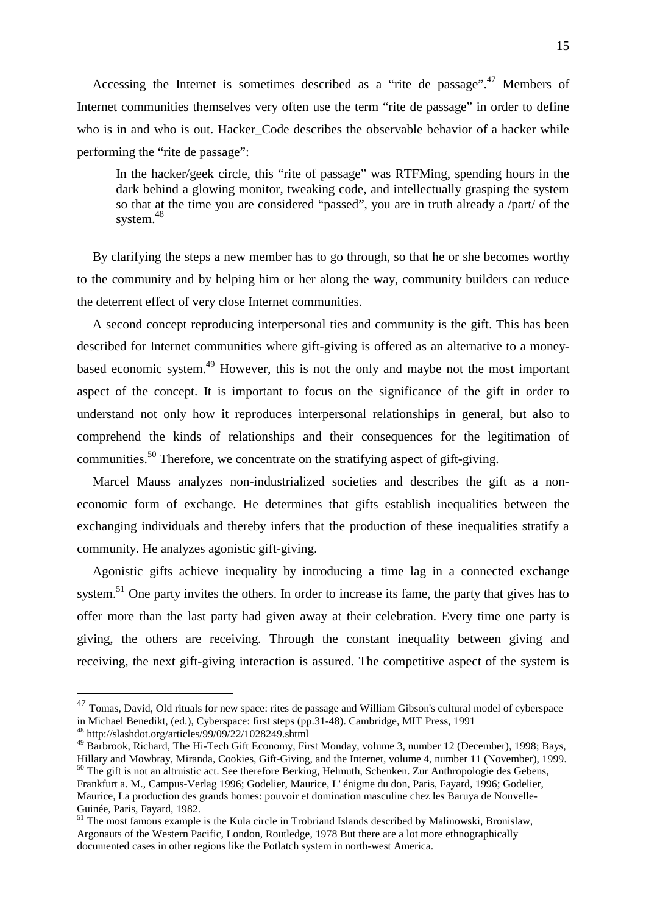Accessing the Internet is sometimes described as a "rite de passage".[47] Members of Internet communities themselves very often use the term "rite de passage" in order to define who is in and who is out. Hacker_Code describes the observable behavior of a hacker while performing the "rite de passage":

> In the hacker/geek circle, this "rite of passage" was RTFMing, spending hours in the dark behind a glowing monitor, tweaking code, and intellectually grasping the system so that at the time you are considered "passed", you are in truth already a /part/ of the system.[48]

By clarifying the steps a new member has to go through, so that he or she becomes worthy to the community and by helping him or her along the way, community builders can reduce the deterrent effect of very close Internet communities.

A second concept reproducing interpersonal ties and community is the gift. This has been described for Internet communities where gift-giving is offered as an alternative to a money-based economic system.[49] However, this is not the only and maybe not the most important aspect of the concept. It is important to focus on the significance of the gift in order to understand not only how it reproduces interpersonal relationships in general, but also to comprehend the kinds of relationships and their consequences for the legitimation of communities.[50] Therefore, we concentrate on the stratifying aspect of gift-giving.

Marcel Mauss analyzes non-industrialized societies and describes the gift as a non-economic form of exchange. He determines that gifts establish inequalities between the exchanging individuals and thereby infers that the production of these inequalities stratify a community. He analyzes agonistic gift-giving.

Agonistic gifts achieve inequality by introducing a time lag in a connected exchange system.[51] One party invites the others. In order to increase its fame, the party that gives has to offer more than the last party had given away at their celebration. Every time one party is giving, the others are receiving. Through the constant inequality between giving and receiving, the next gift-giving interaction is assured. The competitive aspect of the system is

---

[47] Tomas, David, Old rituals for new space: rites de passage and William Gibson's cultural model of cyberspace in Michael Benedikt, (ed.), Cyberspace: first steps (pp.31-48). Cambridge, MIT Press, 1991

[48] http://slashdot.org/articles/99/09/22/1028249.shtml

[49] Barbrook, Richard, The Hi-Tech Gift Economy, First Monday, volume 3, number 12 (December), 1998; Bays, Hillary and Mowbray, Miranda, Cookies, Gift-Giving, and the Internet, volume 4, number 11 (November), 1999.

[50] The gift is not an altruistic act. See therefore Berking, Helmuth, Schenken. Zur Anthropologie des Gebens, Frankfurt a. M., Campus-Verlag 1996; Godelier, Maurice, L' énigme du don, Paris, Fayard, 1996; Godelier, Maurice, La production des grands homes: pouvoir et domination masculine chez les Baruya de Nouvelle-Guinée, Paris, Fayard, 1982.

[51] The most famous example is the Kula circle in Trobriand Islands described by Malinowski, Bronislaw, Argonauts of the Western Pacific, London, Routledge, 1978 But there are a lot more ethnographically documented cases in other regions like the Potlatch system in north-west America.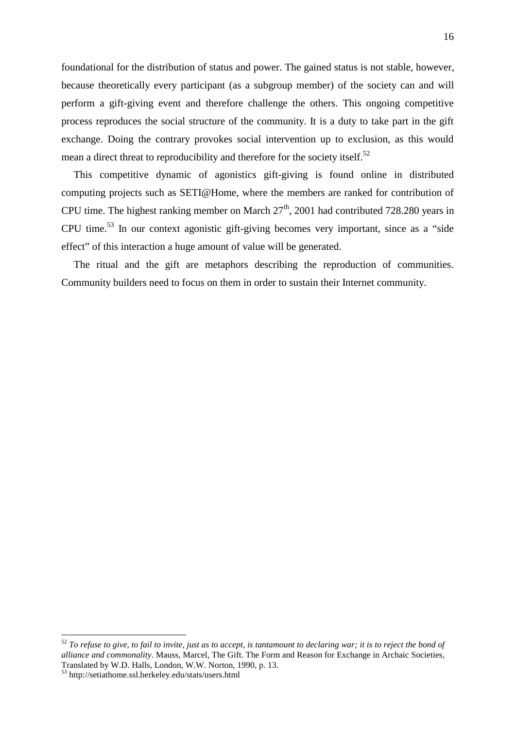foundational for the distribution of status and power. The gained status is not stable, however, because theoretically every participant (as a subgroup member) of the society can and will perform a gift-giving event and therefore challenge the others. This ongoing competitive process reproduces the social structure of the community. It is a duty to take part in the gift exchange. Doing the contrary provokes social intervention up to exclusion, as this would mean a direct threat to reproducibility and therefore for the society itself.[52]

This competitive dynamic of agonistics gift-giving is found online in distributed computing projects such as SETI@Home, where the members are ranked for contribution of CPU time. The highest ranking member on March 27th, 2001 had contributed 728.280 years in CPU time.[53] In our context agonistic gift-giving becomes very important, since as a "side effect" of this interaction a huge amount of value will be generated.

The ritual and the gift are metaphors describing the reproduction of communities. Community builders need to focus on them in order to sustain their Internet community.

---

[52] *To refuse to give, to fail to invite, just as to accept, is tantamount to declaring war; it is to reject the bond of alliance and commonality*. Mauss, Marcel, The Gift. The Form and Reason for Exchange in Archaic Societies, Translated by W.D. Halls, London, W.W. Norton, 1990, p. 13.

[53] http://setiathome.ssl.berkeley.edu/stats/users.html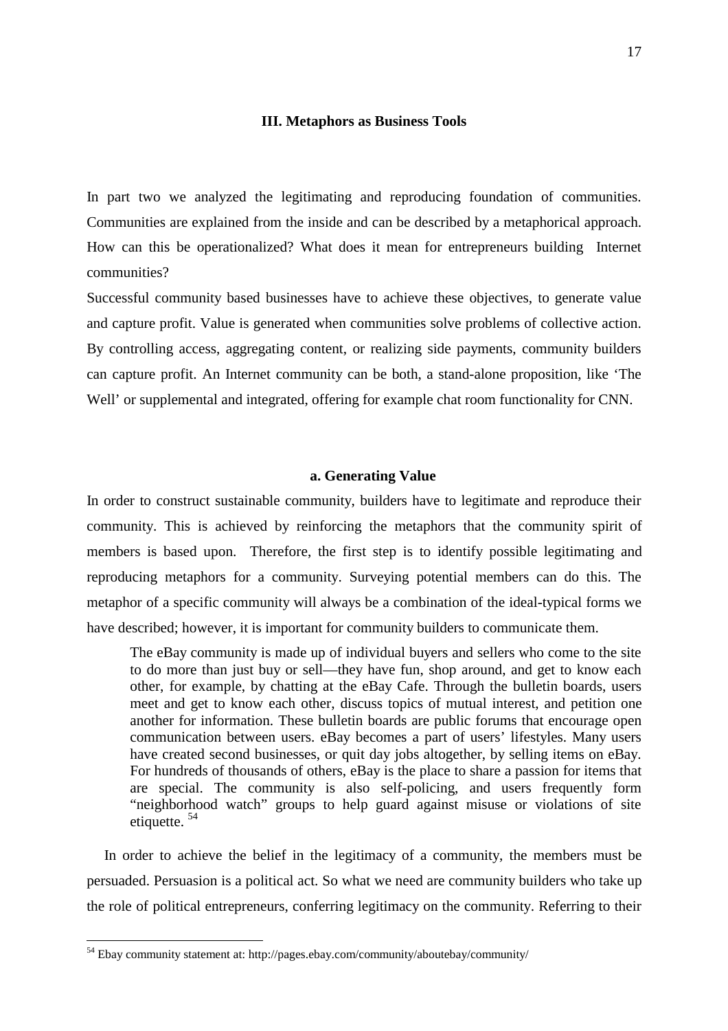### III. Metaphors as Business Tools

In part two we analyzed the legitimating and reproducing foundation of communities. Communities are explained from the inside and can be described by a metaphorical approach. How can this be operationalized? What does it mean for entrepreneurs building Internet communities?

Successful community based businesses have to achieve these objectives, to generate value and capture profit. Value is generated when communities solve problems of collective action. By controlling access, aggregating content, or realizing side payments, community builders can capture profit. An Internet community can be both, a stand-alone proposition, like 'The Well' or supplemental and integrated, offering for example chat room functionality for CNN.

#### a. Generating Value

In order to construct sustainable community, builders have to legitimate and reproduce their community. This is achieved by reinforcing the metaphors that the community spirit of members is based upon. Therefore, the first step is to identify possible legitimating and reproducing metaphors for a community. Surveying potential members can do this. The metaphor of a specific community will always be a combination of the ideal-typical forms we have described; however, it is important for community builders to communicate them.

> The eBay community is made up of individual buyers and sellers who come to the site to do more than just buy or sell—they have fun, shop around, and get to know each other, for example, by chatting at the eBay Cafe. Through the bulletin boards, users meet and get to know each other, discuss topics of mutual interest, and petition one another for information. These bulletin boards are public forums that encourage open communication between users. eBay becomes a part of users' lifestyles. Many users have created second businesses, or quit day jobs altogether, by selling items on eBay. For hundreds of thousands of others, eBay is the place to share a passion for items that are special. The community is also self-policing, and users frequently form "neighborhood watch" groups to help guard against misuse or violations of site etiquette. [54]

In order to achieve the belief in the legitimacy of a community, the members must be persuaded. Persuasion is a political act. So what we need are community builders who take up the role of political entrepreneurs, conferring legitimacy on the community. Referring to their

---

[54] Ebay community statement at: http://pages.ebay.com/community/aboutebay/community/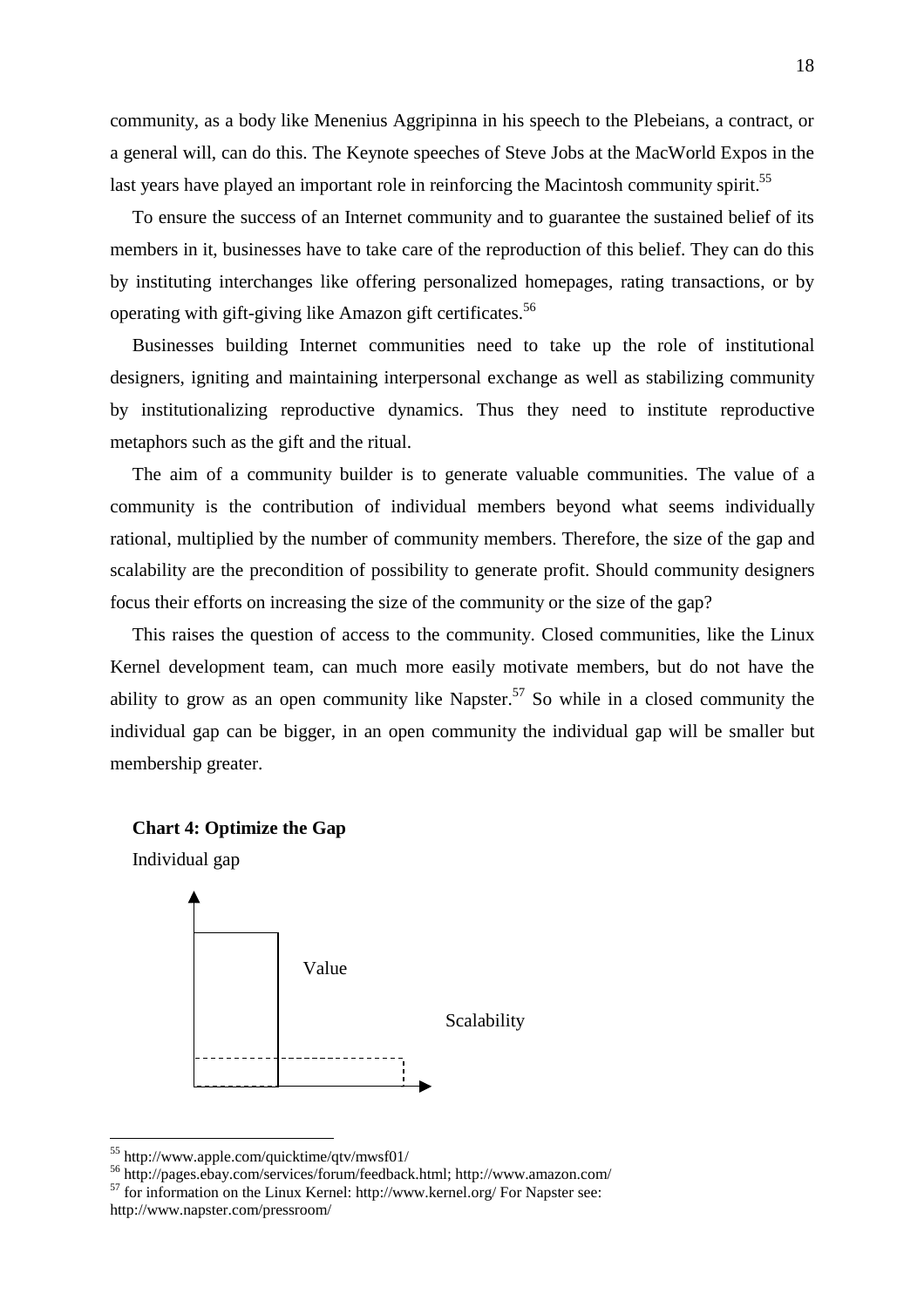community, as a body like Menenius Aggripinna in his speech to the Plebeians, a contract, or a general will, can do this. The Keynote speeches of Steve Jobs at the MacWorld Expos in the last years have played an important role in reinforcing the Macintosh community spirit.[55]

To ensure the success of an Internet community and to guarantee the sustained belief of its members in it, businesses have to take care of the reproduction of this belief. They can do this by instituting interchanges like offering personalized homepages, rating transactions, or by operating with gift-giving like Amazon gift certificates.[56]

Businesses building Internet communities need to take up the role of institutional designers, igniting and maintaining interpersonal exchange as well as stabilizing community by institutionalizing reproductive dynamics. Thus they need to institute reproductive metaphors such as the gift and the ritual.

The aim of a community builder is to generate valuable communities. The value of a community is the contribution of individual members beyond what seems individually rational, multiplied by the number of community members. Therefore, the size of the gap and scalability are the precondition of possibility to generate profit. Should community designers focus their efforts on increasing the size of the community or the size of the gap?

This raises the question of access to the community. Closed communities, like the Linux Kernel development team, can much more easily motivate members, but do not have the ability to grow as an open community like Napster.[57] So while in a closed community the individual gap can be bigger, in an open community the individual gap will be smaller but membership greater.

**Chart 4: Optimize the Gap**

Individual gap

Value

Scalability

---

[55] http://www.apple.com/quicktime/qtv/mwsf01/

[56] http://pages.ebay.com/services/forum/feedback.html; http://www.amazon.com/

[57] for information on the Linux Kernel: http://www.kernel.org/ For Napster see: http://www.napster.com/pressroom/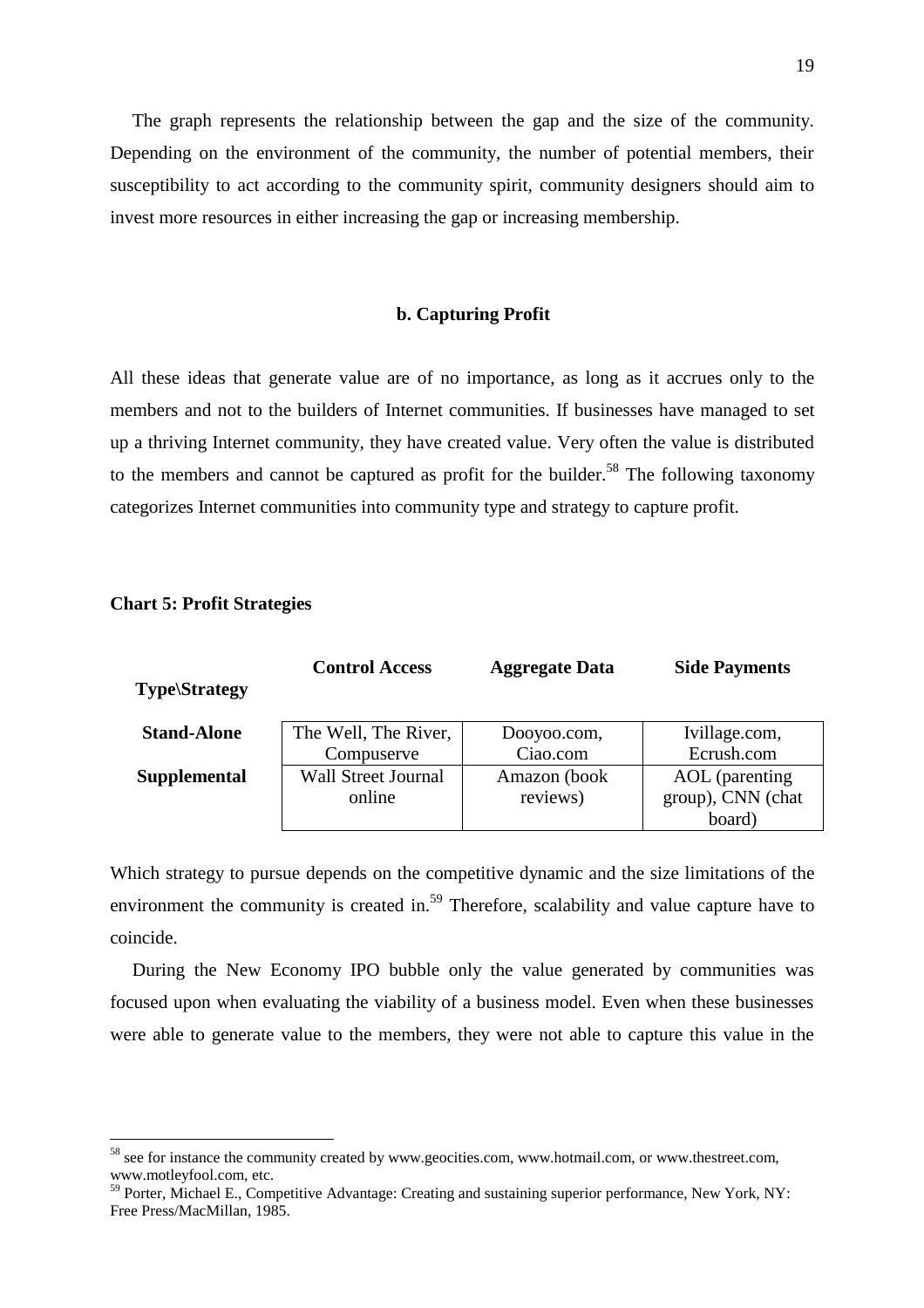The graph represents the relationship between the gap and the size of the community. Depending on the environment of the community, the number of potential members, their susceptibility to act according to the community spirit, community designers should aim to invest more resources in either increasing the gap or increasing membership.

### b. Capturing Profit

All these ideas that generate value are of no importance, as long as it accrues only to the members and not to the builders of Internet communities. If businesses have managed to set up a thriving Internet community, they have created value. Very often the value is distributed to the members and cannot be captured as profit for the builder.[58] The following taxonomy categorizes Internet communities into community type and strategy to capture profit.

**Chart 5: Profit Strategies**

| Type\Strategy | Control Access | Aggregate Data | Side Payments |
|---|---|---|---|
| **Stand-Alone** | The Well, The River, Compuserve | Dooyoo.com, Ciao.com | Ivillage.com, Ecrush.com |
| **Supplemental** | Wall Street Journal online | Amazon (book reviews) | AOL (parenting group), CNN (chat board) |

Which strategy to pursue depends on the competitive dynamic and the size limitations of the environment the community is created in.[59] Therefore, scalability and value capture have to coincide.

During the New Economy IPO bubble only the value generated by communities was focused upon when evaluating the viability of a business model. Even when these businesses were able to generate value to the members, they were not able to capture this value in the

---

[58] see for instance the community created by www.geocities.com, www.hotmail.com, or www.thestreet.com, www.motleyfool.com, etc.

[59] Porter, Michael E., Competitive Advantage: Creating and sustaining superior performance, New York, NY: Free Press/MacMillan, 1985.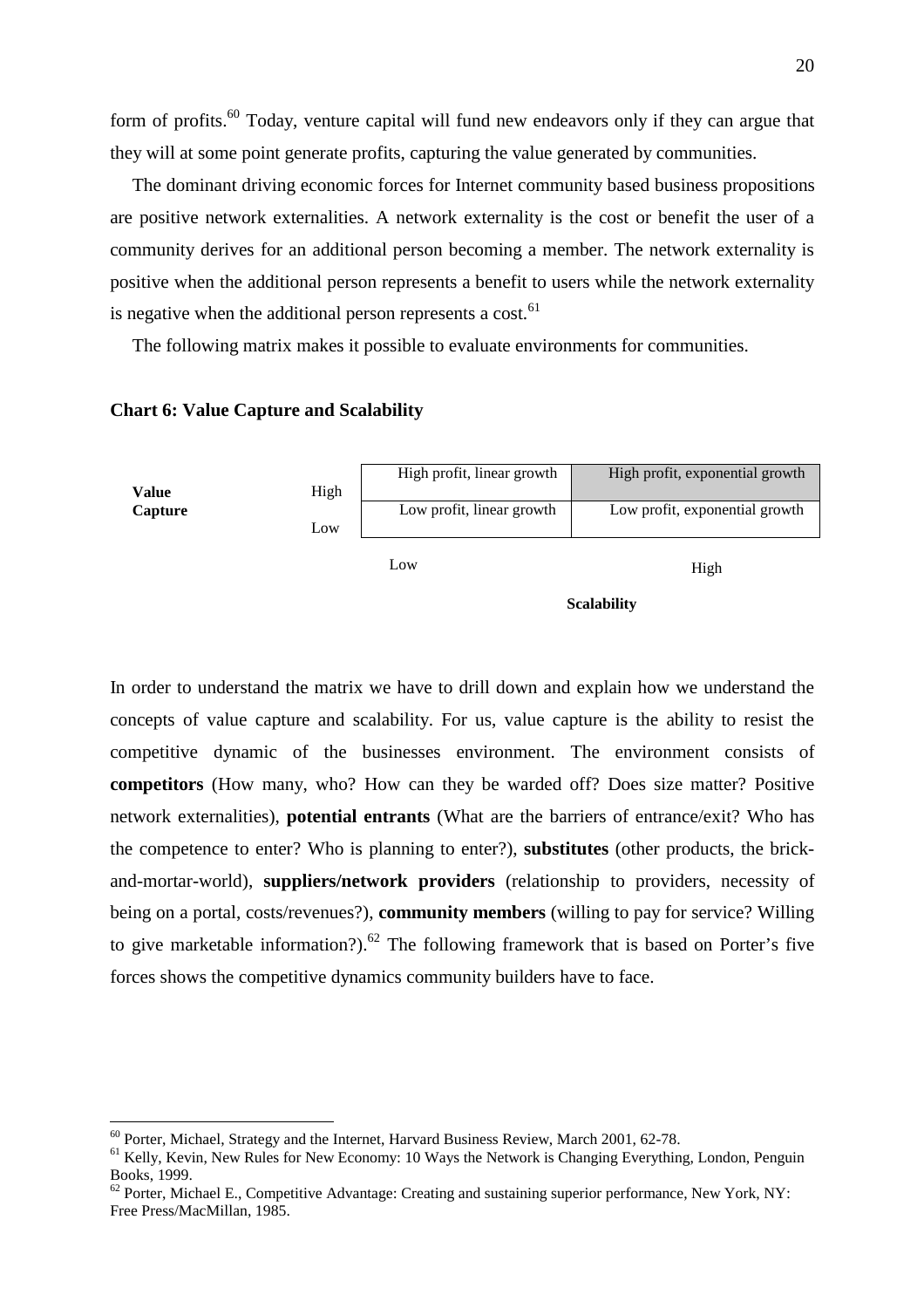form of profits.[60] Today, venture capital will fund new endeavors only if they can argue that they will at some point generate profits, capturing the value generated by communities.

The dominant driving economic forces for Internet community based business propositions are positive network externalities. A network externality is the cost or benefit the user of a community derives for an additional person becoming a member. The network externality is positive when the additional person represents a benefit to users while the network externality is negative when the additional person represents a cost.[61]

The following matrix makes it possible to evaluate environments for communities.

**Chart 6: Value Capture and Scalability**

| **Value Capture** | | Scalability: Low | Scalability: High |
|---|---|---|---|
| | High | High profit, linear growth | High profit, exponential growth |
| | Low | Low profit, linear growth | Low profit, exponential growth |

In order to understand the matrix we have to drill down and explain how we understand the concepts of value capture and scalability. For us, value capture is the ability to resist the competitive dynamic of the businesses environment. The environment consists of **competitors** (How many, who? How can they be warded off? Does size matter? Positive network externalities), **potential entrants** (What are the barriers of entrance/exit? Who has the competence to enter? Who is planning to enter?), **substitutes** (other products, the brick-and-mortar-world), **suppliers/network providers** (relationship to providers, necessity of being on a portal, costs/revenues?), **community members** (willing to pay for service? Willing to give marketable information?).[62] The following framework that is based on Porter's five forces shows the competitive dynamics community builders have to face.

---

[60] Porter, Michael, Strategy and the Internet, Harvard Business Review, March 2001, 62-78.

[61] Kelly, Kevin, New Rules for New Economy: 10 Ways the Network is Changing Everything, London, Penguin Books, 1999.

[62] Porter, Michael E., Competitive Advantage: Creating and sustaining superior performance, New York, NY: Free Press/MacMillan, 1985.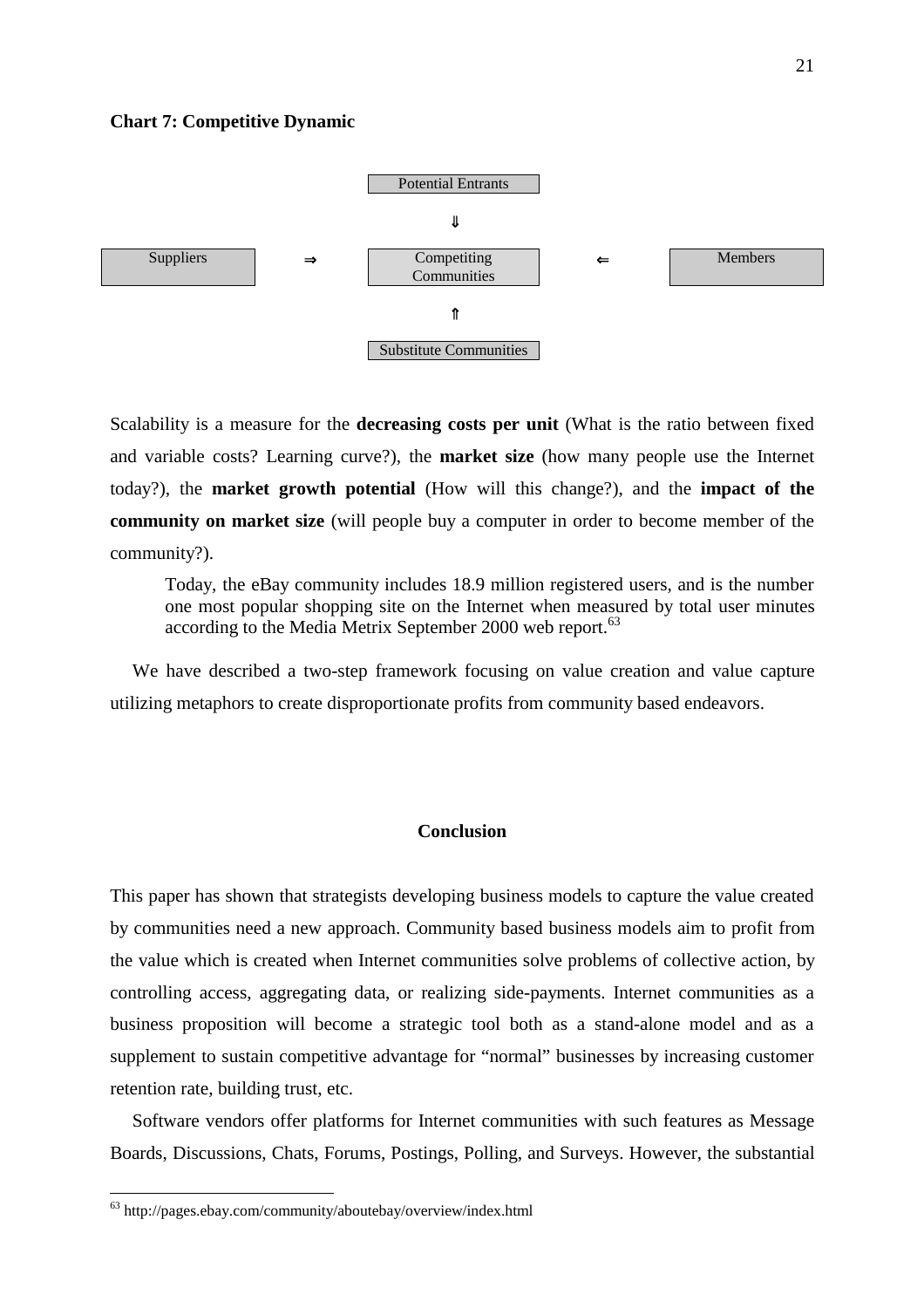**Chart 7: Competitive Dynamic**

|  |  | Potential Entrants |  |  |
|---|---|---|---|---|
|  |  | ⇓ |  |  |
| Suppliers | ⇒ | Competiting Communities | ⇐ | Members |
|  |  | ⇑ |  |  |
|  |  | Substitute Communities |  |  |

Scalability is a measure for the **decreasing costs per unit** (What is the ratio between fixed and variable costs? Learning curve?), the **market size** (how many people use the Internet today?), the **market growth potential** (How will this change?), and the **impact of the community on market size** (will people buy a computer in order to become member of the community?).

> Today, the eBay community includes 18.9 million registered users, and is the number one most popular shopping site on the Internet when measured by total user minutes according to the Media Metrix September 2000 web report.[63]

We have described a two-step framework focusing on value creation and value capture utilizing metaphors to create disproportionate profits from community based endeavors.

## Conclusion

This paper has shown that strategists developing business models to capture the value created by communities need a new approach. Community based business models aim to profit from the value which is created when Internet communities solve problems of collective action, by controlling access, aggregating data, or realizing side-payments. Internet communities as a business proposition will become a strategic tool both as a stand-alone model and as a supplement to sustain competitive advantage for "normal" businesses by increasing customer retention rate, building trust, etc.

Software vendors offer platforms for Internet communities with such features as Message Boards, Discussions, Chats, Forums, Postings, Polling, and Surveys. However, the substantial

---

[63] http://pages.ebay.com/community/aboutebay/overview/index.html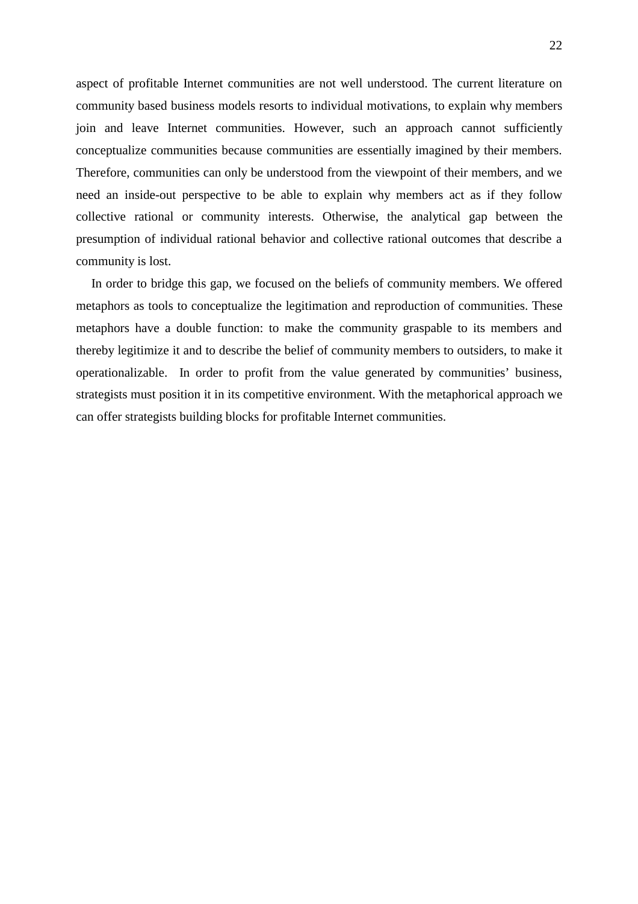aspect of profitable Internet communities are not well understood. The current literature on community based business models resorts to individual motivations, to explain why members join and leave Internet communities. However, such an approach cannot sufficiently conceptualize communities because communities are essentially imagined by their members. Therefore, communities can only be understood from the viewpoint of their members, and we need an inside-out perspective to be able to explain why members act as if they follow collective rational or community interests. Otherwise, the analytical gap between the presumption of individual rational behavior and collective rational outcomes that describe a community is lost.

In order to bridge this gap, we focused on the beliefs of community members. We offered metaphors as tools to conceptualize the legitimation and reproduction of communities. These metaphors have a double function: to make the community graspable to its members and thereby legitimize it and to describe the belief of community members to outsiders, to make it operationalizable. In order to profit from the value generated by communities' business, strategists must position it in its competitive environment. With the metaphorical approach we can offer strategists building blocks for profitable Internet communities.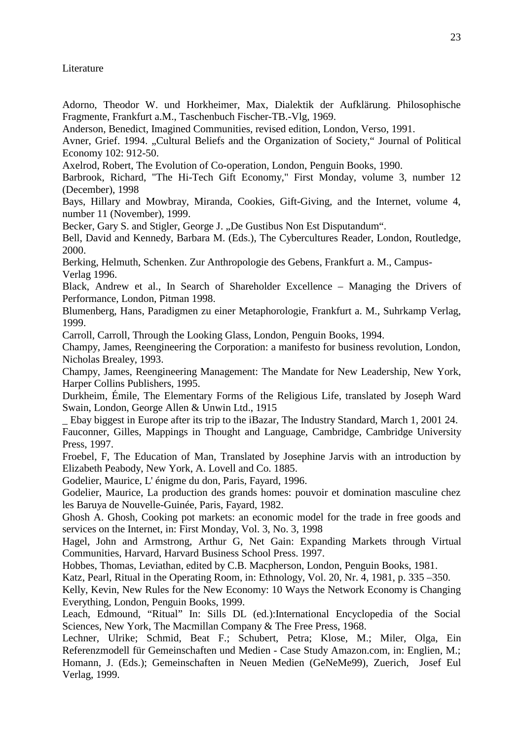Literature

Adorno, Theodor W. und Horkheimer, Max, Dialektik der Aufklärung. Philosophische Fragmente, Frankfurt a.M., Taschenbuch Fischer-TB.-Vlg, 1969.

Anderson, Benedict, Imagined Communities, revised edition, London, Verso, 1991.

Avner, Grief. 1994. „Cultural Beliefs and the Organization of Society," Journal of Political Economy 102: 912-50.

Axelrod, Robert, The Evolution of Co-operation, London, Penguin Books, 1990.

Barbrook, Richard, "The Hi-Tech Gift Economy," First Monday, volume 3, number 12 (December), 1998

Bays, Hillary and Mowbray, Miranda, Cookies, Gift-Giving, and the Internet, volume 4, number 11 (November), 1999.

Becker, Gary S. and Stigler, George J. „De Gustibus Non Est Disputandum".

Bell, David and Kennedy, Barbara M. (Eds.), The Cybercultures Reader, London, Routledge, 2000.

Berking, Helmuth, Schenken. Zur Anthropologie des Gebens, Frankfurt a. M., Campus-Verlag 1996.

Black, Andrew et al., In Search of Shareholder Excellence – Managing the Drivers of Performance, London, Pitman 1998.

Blumenberg, Hans, Paradigmen zu einer Metaphorologie, Frankfurt a. M., Suhrkamp Verlag, 1999.

Carroll, Carroll, Through the Looking Glass, London, Penguin Books, 1994.

Champy, James, Reengineering the Corporation: a manifesto for business revolution, London, Nicholas Brealey, 1993.

Champy, James, Reengineering Management: The Mandate for New Leadership, New York, Harper Collins Publishers, 1995.

Durkheim, Émile, The Elementary Forms of the Religious Life, translated by Joseph Ward Swain, London, George Allen & Unwin Ltd., 1915

_ Ebay biggest in Europe after its trip to the iBazar, The Industry Standard, March 1, 2001 24.

Fauconner, Gilles, Mappings in Thought and Language, Cambridge, Cambridge University Press, 1997.

Froebel, F, The Education of Man, Translated by Josephine Jarvis with an introduction by Elizabeth Peabody, New York, A. Lovell and Co. 1885.

Godelier, Maurice, L' énigme du don, Paris, Fayard, 1996.

Godelier, Maurice, La production des grands homes: pouvoir et domination masculine chez les Baruya de Nouvelle-Guinée, Paris, Fayard, 1982.

Ghosh A. Ghosh, Cooking pot markets: an economic model for the trade in free goods and services on the Internet, in: First Monday, Vol. 3, No. 3, 1998

Hagel, John and Armstrong, Arthur G, Net Gain: Expanding Markets through Virtual Communities, Harvard, Harvard Business School Press. 1997.

Hobbes, Thomas, Leviathan, edited by C.B. Macpherson, London, Penguin Books, 1981.

Katz, Pearl, Ritual in the Operating Room, in: Ethnology, Vol. 20, Nr. 4, 1981, p. 335 –350.

Kelly, Kevin, New Rules for the New Economy: 10 Ways the Network Economy is Changing Everything, London, Penguin Books, 1999.

Leach, Edmound, "Ritual" In: Sills DL (ed.):International Encyclopedia of the Social Sciences, New York, The Macmillan Company & The Free Press, 1968.

Lechner, Ulrike; Schmid, Beat F.; Schubert, Petra; Klose, M.; Miler, Olga, Ein Referenzmodell für Gemeinschaften und Medien - Case Study Amazon.com, in: Englien, M.; Homann, J. (Eds.); Gemeinschaften in Neuen Medien (GeNeMe99), Zuerich, Josef Eul Verlag, 1999.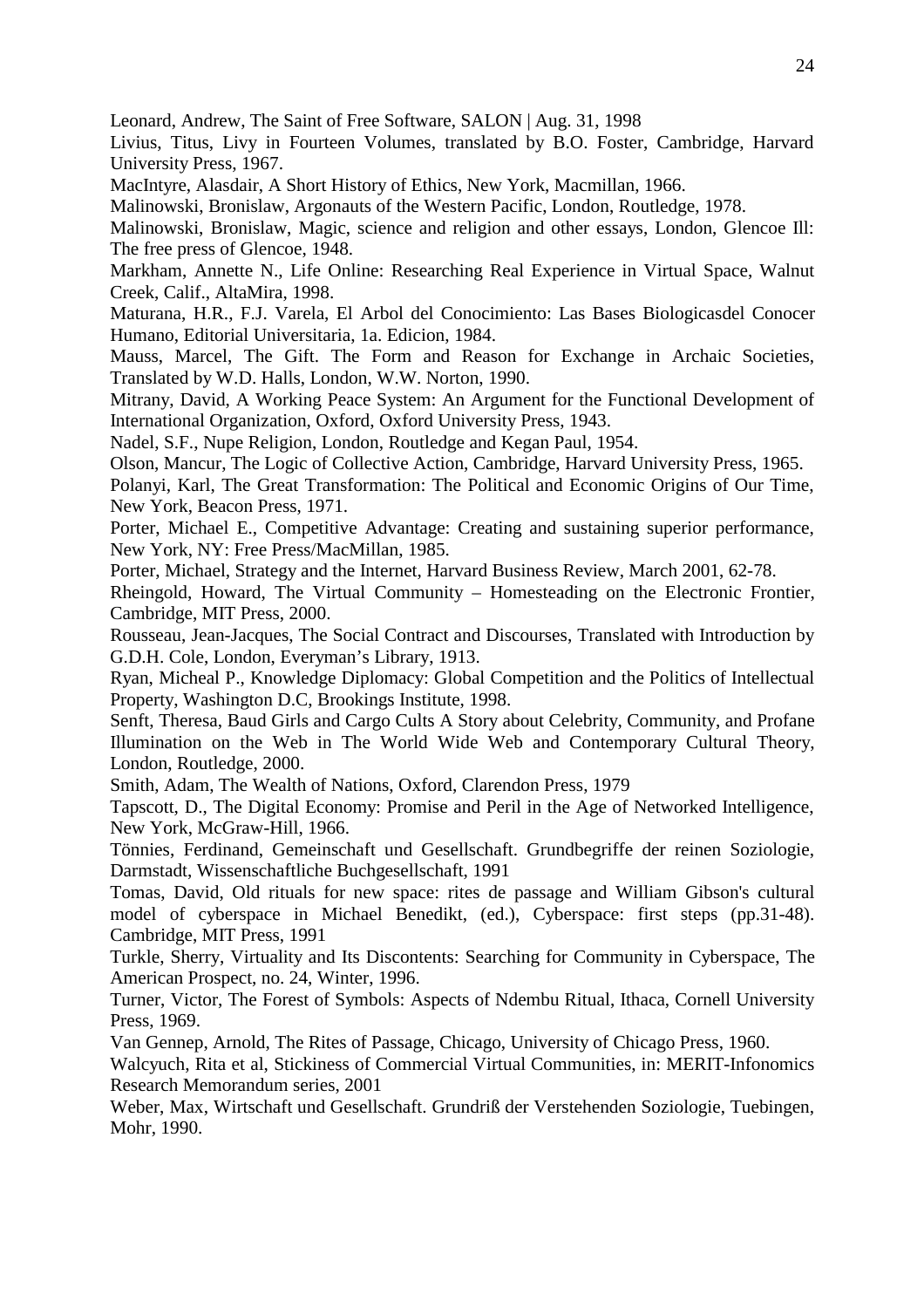Leonard, Andrew, The Saint of Free Software, SALON | Aug. 31, 1998

Livius, Titus, Livy in Fourteen Volumes, translated by B.O. Foster, Cambridge, Harvard University Press, 1967.

MacIntyre, Alasdair, A Short History of Ethics, New York, Macmillan, 1966.

Malinowski, Bronislaw, Argonauts of the Western Pacific, London, Routledge, 1978.

Malinowski, Bronislaw, Magic, science and religion and other essays, London, Glencoe Ill: The free press of Glencoe, 1948.

Markham, Annette N., Life Online: Researching Real Experience in Virtual Space, Walnut Creek, Calif., AltaMira, 1998.

Maturana, H.R., F.J. Varela, El Arbol del Conocimiento: Las Bases Biologicasdel Conocer Humano, Editorial Universitaria, 1a. Edicion, 1984.

Mauss, Marcel, The Gift. The Form and Reason for Exchange in Archaic Societies, Translated by W.D. Halls, London, W.W. Norton, 1990.

Mitrany, David, A Working Peace System: An Argument for the Functional Development of International Organization, Oxford, Oxford University Press, 1943.

Nadel, S.F., Nupe Religion, London, Routledge and Kegan Paul, 1954.

Olson, Mancur, The Logic of Collective Action, Cambridge, Harvard University Press, 1965.

Polanyi, Karl, The Great Transformation: The Political and Economic Origins of Our Time, New York, Beacon Press, 1971.

Porter, Michael E., Competitive Advantage: Creating and sustaining superior performance, New York, NY: Free Press/MacMillan, 1985.

Porter, Michael, Strategy and the Internet, Harvard Business Review, March 2001, 62-78.

Rheingold, Howard, The Virtual Community – Homesteading on the Electronic Frontier, Cambridge, MIT Press, 2000.

Rousseau, Jean-Jacques, The Social Contract and Discourses, Translated with Introduction by G.D.H. Cole, London, Everyman's Library, 1913.

Ryan, Micheal P., Knowledge Diplomacy: Global Competition and the Politics of Intellectual Property, Washington D.C, Brookings Institute, 1998.

Senft, Theresa, Baud Girls and Cargo Cults A Story about Celebrity, Community, and Profane Illumination on the Web in The World Wide Web and Contemporary Cultural Theory, London, Routledge, 2000.

Smith, Adam, The Wealth of Nations, Oxford, Clarendon Press, 1979

Tapscott, D., The Digital Economy: Promise and Peril in the Age of Networked Intelligence, New York, McGraw-Hill, 1966.

Tönnies, Ferdinand, Gemeinschaft und Gesellschaft. Grundbegriffe der reinen Soziologie, Darmstadt, Wissenschaftliche Buchgesellschaft, 1991

Tomas, David, Old rituals for new space: rites de passage and William Gibson's cultural model of cyberspace in Michael Benedikt, (ed.), Cyberspace: first steps (pp.31-48). Cambridge, MIT Press, 1991

Turkle, Sherry, Virtuality and Its Discontents: Searching for Community in Cyberspace, The American Prospect, no. 24, Winter, 1996.

Turner, Victor, The Forest of Symbols: Aspects of Ndembu Ritual, Ithaca, Cornell University Press, 1969.

Van Gennep, Arnold, The Rites of Passage, Chicago, University of Chicago Press, 1960.

Walcyuch, Rita et al, Stickiness of Commercial Virtual Communities, in: MERIT-Infonomics Research Memorandum series, 2001

Weber, Max, Wirtschaft und Gesellschaft. Grundriß der Verstehenden Soziologie, Tuebingen, Mohr, 1990.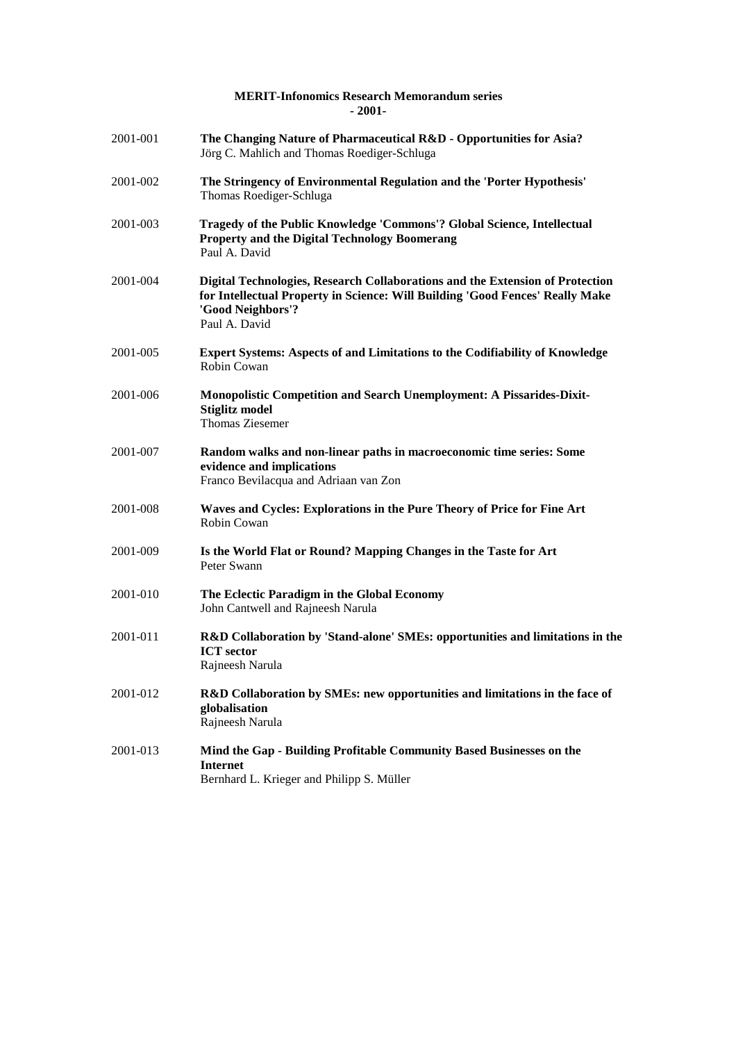**MERIT-Infonomics Research Memorandum series**
**- 2001-**

2001-001 **The Changing Nature of Pharmaceutical R&D - Opportunities for Asia?**
Jörg C. Mahlich and Thomas Roediger-Schluga

2001-002 **The Stringency of Environmental Regulation and the 'Porter Hypothesis'**
Thomas Roediger-Schluga

2001-003 **Tragedy of the Public Knowledge 'Commons'? Global Science, Intellectual Property and the Digital Technology Boomerang**
Paul A. David

2001-004 **Digital Technologies, Research Collaborations and the Extension of Protection for Intellectual Property in Science: Will Building 'Good Fences' Really Make 'Good Neighbors'?**
Paul A. David

2001-005 **Expert Systems: Aspects of and Limitations to the Codifiability of Knowledge**
Robin Cowan

2001-006 **Monopolistic Competition and Search Unemployment: A Pissarides-Dixit-Stiglitz model**
Thomas Ziesemer

2001-007 **Random walks and non-linear paths in macroeconomic time series: Some evidence and implications**
Franco Bevilacqua and Adriaan van Zon

2001-008 **Waves and Cycles: Explorations in the Pure Theory of Price for Fine Art**
Robin Cowan

2001-009 **Is the World Flat or Round? Mapping Changes in the Taste for Art**
Peter Swann

2001-010 **The Eclectic Paradigm in the Global Economy**
John Cantwell and Rajneesh Narula

2001-011 **R&D Collaboration by 'Stand-alone' SMEs: opportunities and limitations in the ICT sector**
Rajneesh Narula

2001-012 **R&D Collaboration by SMEs: new opportunities and limitations in the face of globalisation**
Rajneesh Narula

2001-013 **Mind the Gap - Building Profitable Community Based Businesses on the Internet**
Bernhard L. Krieger and Philipp S. Müller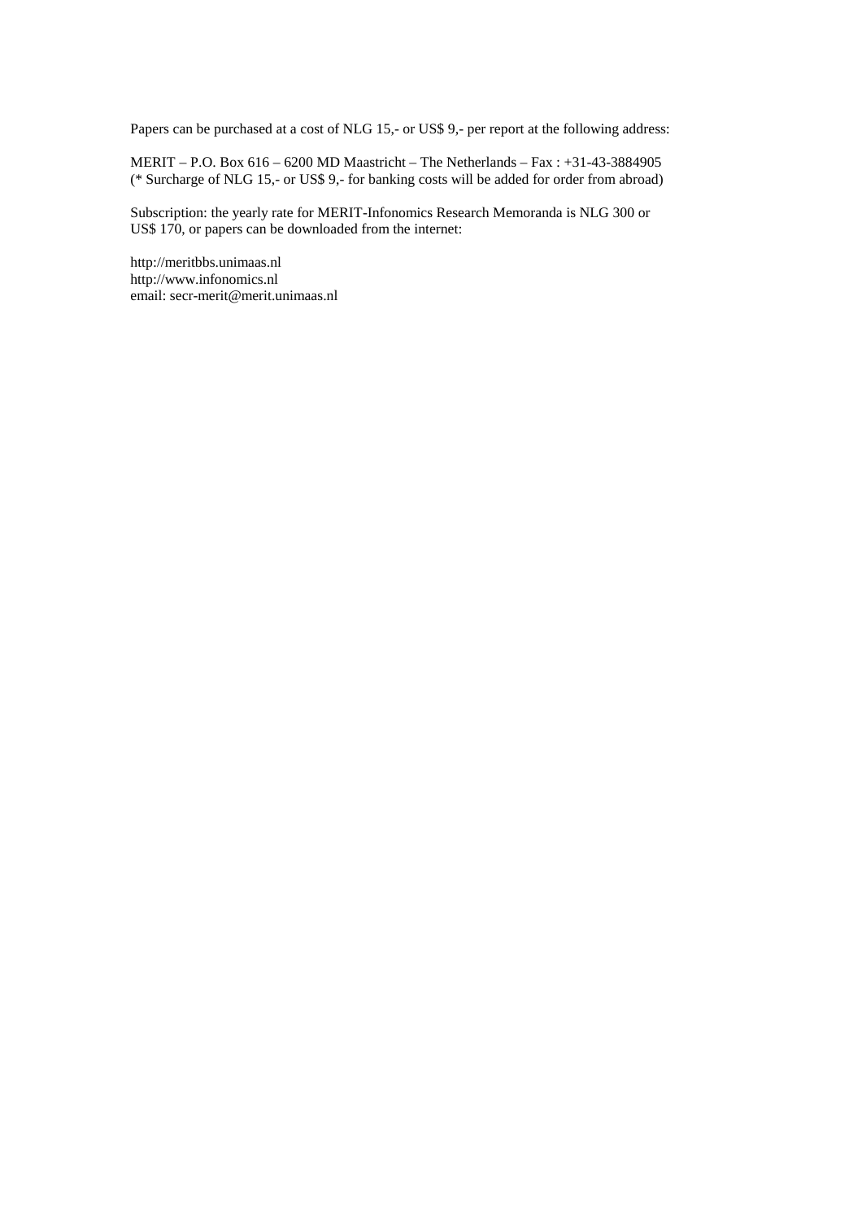Papers can be purchased at a cost of NLG 15,- or US$ 9,- per report at the following address:

MERIT – P.O. Box 616 – 6200 MD Maastricht – The Netherlands – Fax : +31-43-3884905
(* Surcharge of NLG 15,- or US$ 9,- for banking costs will be added for order from abroad)

Subscription: the yearly rate for MERIT-Infonomics Research Memoranda is NLG 300 or US$ 170, or papers can be downloaded from the internet:

http://meritbbs.unimaas.nl
http://www.infonomics.nl
email: secr-merit@merit.unimaas.nl